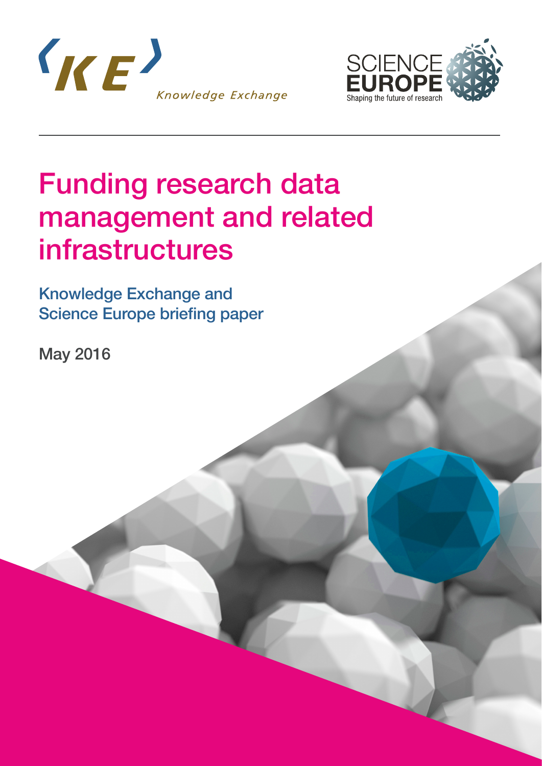Knowledge Exchange

SCIENCE EUROPE
Shaping the future of research

# Funding research data management and related infrastructures

## Knowledge Exchange and Science Europe briefing paper

May 2016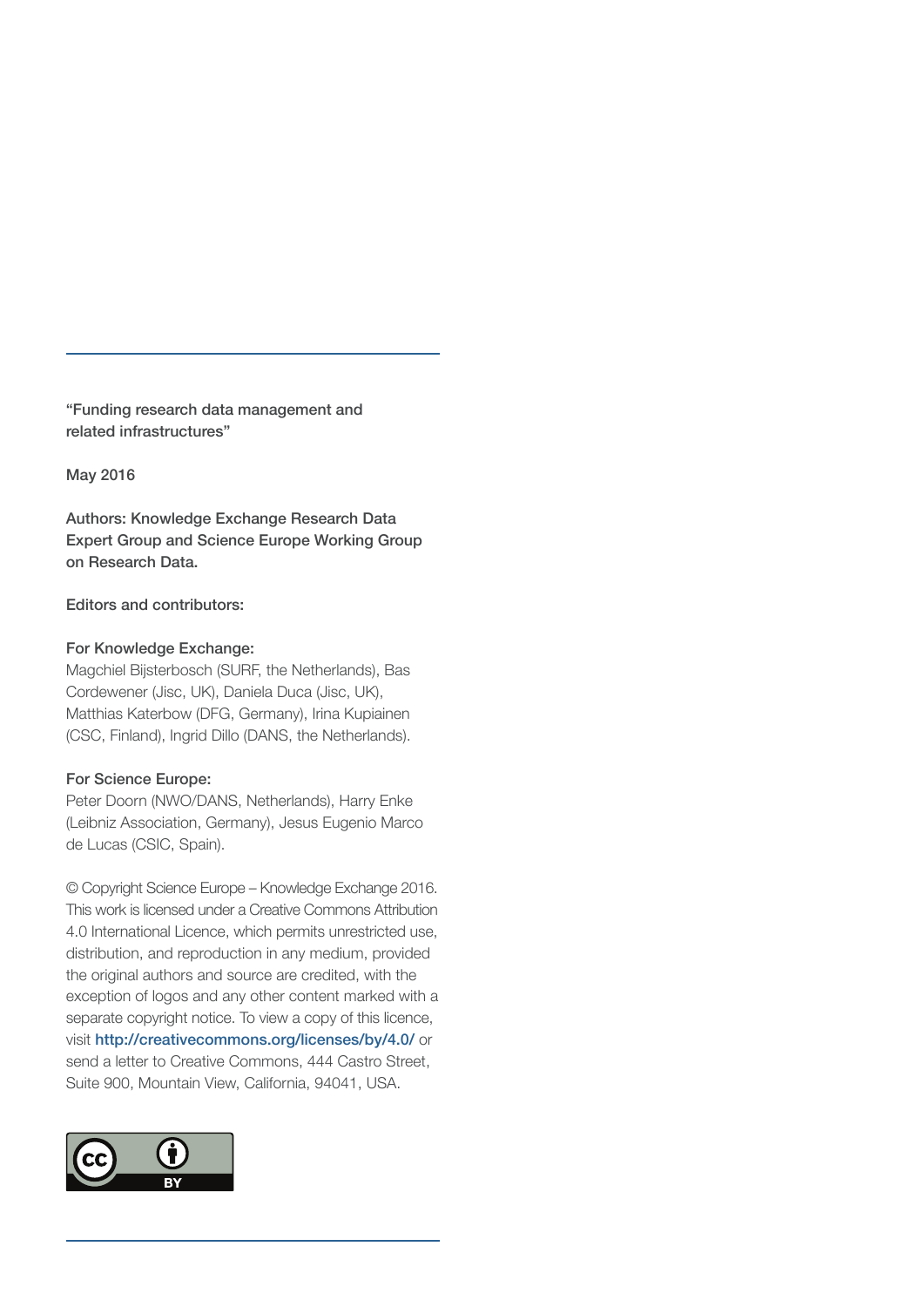"Funding research data management and related infrastructures"

May 2016

**Authors: Knowledge Exchange Research Data Expert Group and Science Europe Working Group on Research Data.**

**Editors and contributors:**

**For Knowledge Exchange:**
Magchiel Bijsterbosch (SURF, the Netherlands), Bas Cordewener (Jisc, UK), Daniela Duca (Jisc, UK), Matthias Katerbow (DFG, Germany), Irina Kupiainen (CSC, Finland), Ingrid Dillo (DANS, the Netherlands).

**For Science Europe:**
Peter Doorn (NWO/DANS, Netherlands), Harry Enke (Leibniz Association, Germany), Jesus Eugenio Marco de Lucas (CSIC, Spain).

© Copyright Science Europe – Knowledge Exchange 2016. This work is licensed under a Creative Commons Attribution 4.0 International Licence, which permits unrestricted use, distribution, and reproduction in any medium, provided the original authors and source are credited, with the exception of logos and any other content marked with a separate copyright notice. To view a copy of this licence, visit http://creativecommons.org/licenses/by/4.0/ or send a letter to Creative Commons, 444 Castro Street, Suite 900, Mountain View, California, 94041, USA.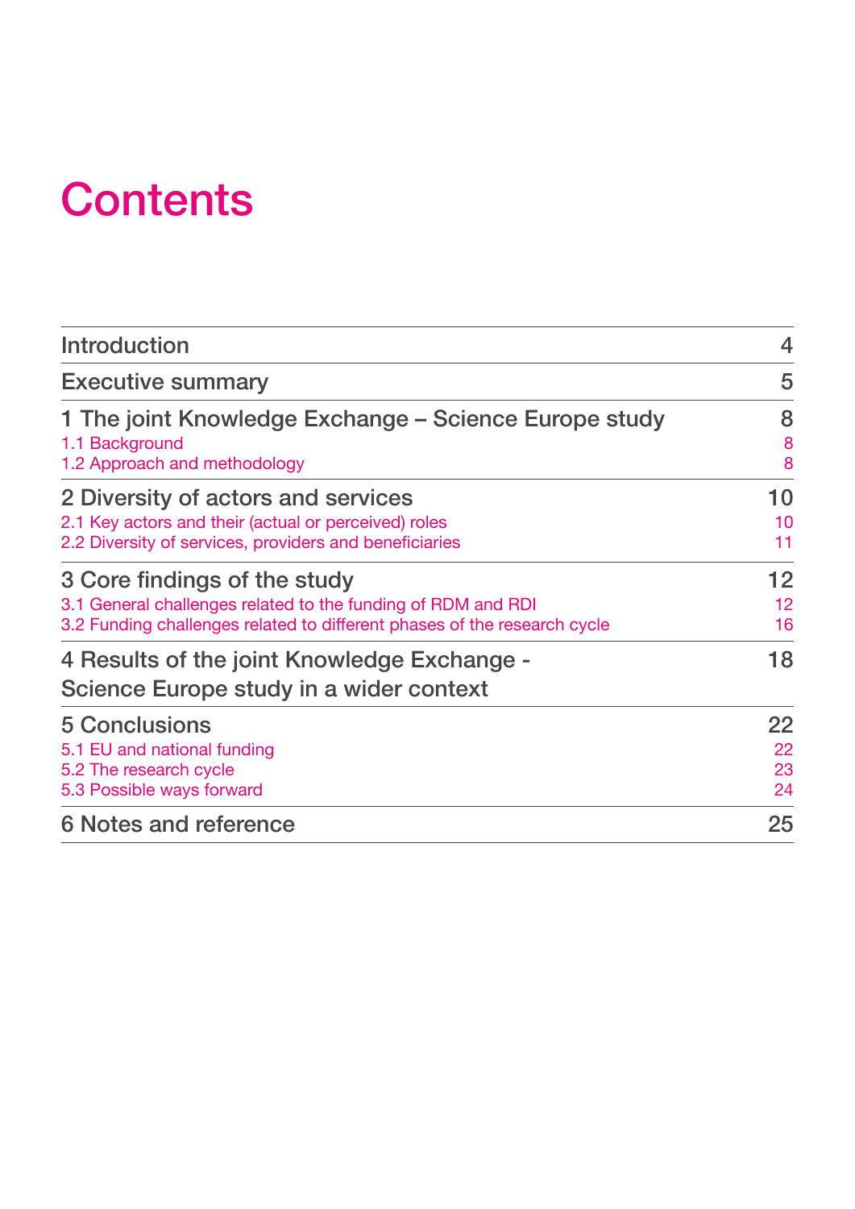# Contents

| | |
|---|---|
| Introduction | 4 |
| Executive summary | 5 |
| 1 The joint Knowledge Exchange – Science Europe study | 8 |
| 1.1 Background | 8 |
| 1.2 Approach and methodology | 8 |
| 2 Diversity of actors and services | 10 |
| 2.1 Key actors and their (actual or perceived) roles | 10 |
| 2.2 Diversity of services, providers and beneficiaries | 11 |
| 3 Core findings of the study | 12 |
| 3.1 General challenges related to the funding of RDM and RDI | 12 |
| 3.2 Funding challenges related to different phases of the research cycle | 16 |
| 4 Results of the joint Knowledge Exchange - Science Europe study in a wider context | 18 |
| 5 Conclusions | 22 |
| 5.1 EU and national funding | 22 |
| 5.2 The research cycle | 23 |
| 5.3 Possible ways forward | 24 |
| 6 Notes and reference | 25 |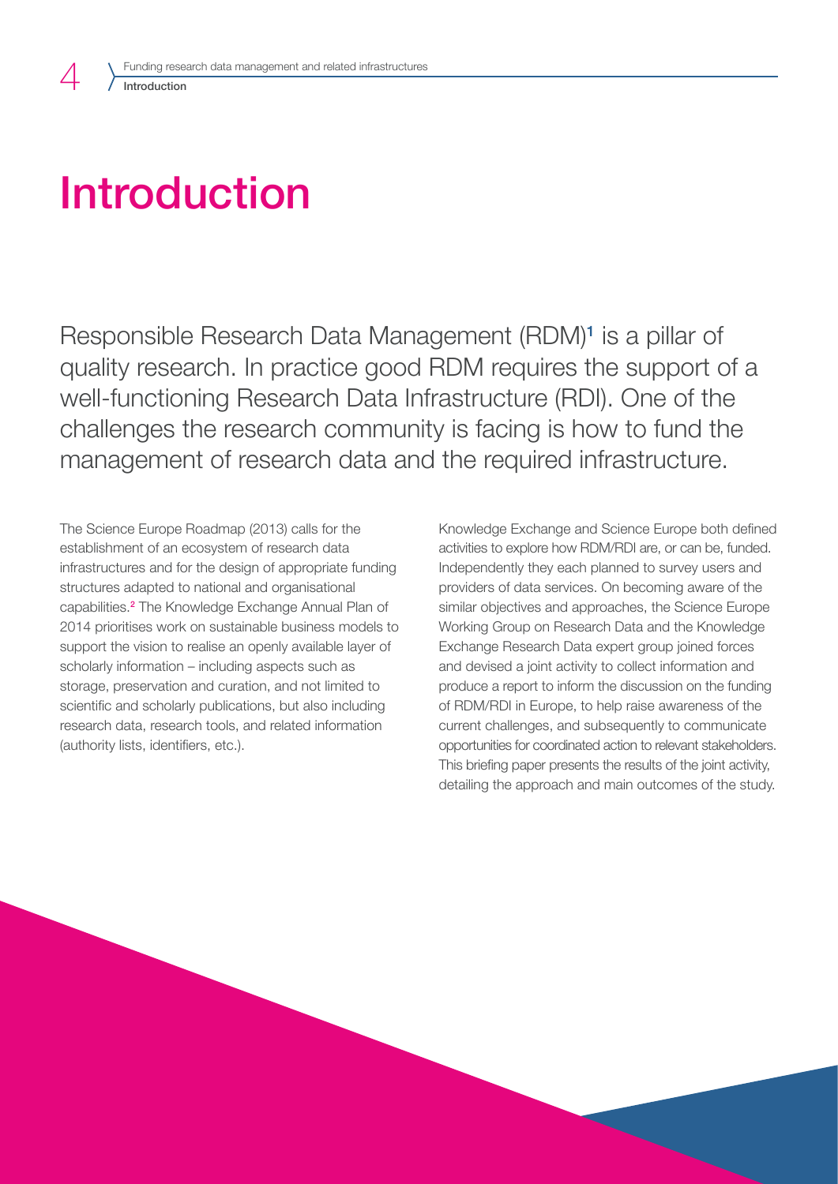# Introduction

Responsible Research Data Management (RDM)[1] is a pillar of quality research. In practice good RDM requires the support of a well-functioning Research Data Infrastructure (RDI). One of the challenges the research community is facing is how to fund the management of research data and the required infrastructure.

The Science Europe Roadmap (2013) calls for the establishment of an ecosystem of research data infrastructures and for the design of appropriate funding structures adapted to national and organisational capabilities.[2] The Knowledge Exchange Annual Plan of 2014 prioritises work on sustainable business models to support the vision to realise an openly available layer of scholarly information – including aspects such as storage, preservation and curation, and not limited to scientific and scholarly publications, but also including research data, research tools, and related information (authority lists, identifiers, etc.).

Knowledge Exchange and Science Europe both defined activities to explore how RDM/RDI are, or can be, funded. Independently they each planned to survey users and providers of data services. On becoming aware of the similar objectives and approaches, the Science Europe Working Group on Research Data and the Knowledge Exchange Research Data expert group joined forces and devised a joint activity to collect information and produce a report to inform the discussion on the funding of RDM/RDI in Europe, to help raise awareness of the current challenges, and subsequently to communicate opportunities for coordinated action to relevant stakeholders. This briefing paper presents the results of the joint activity, detailing the approach and main outcomes of the study.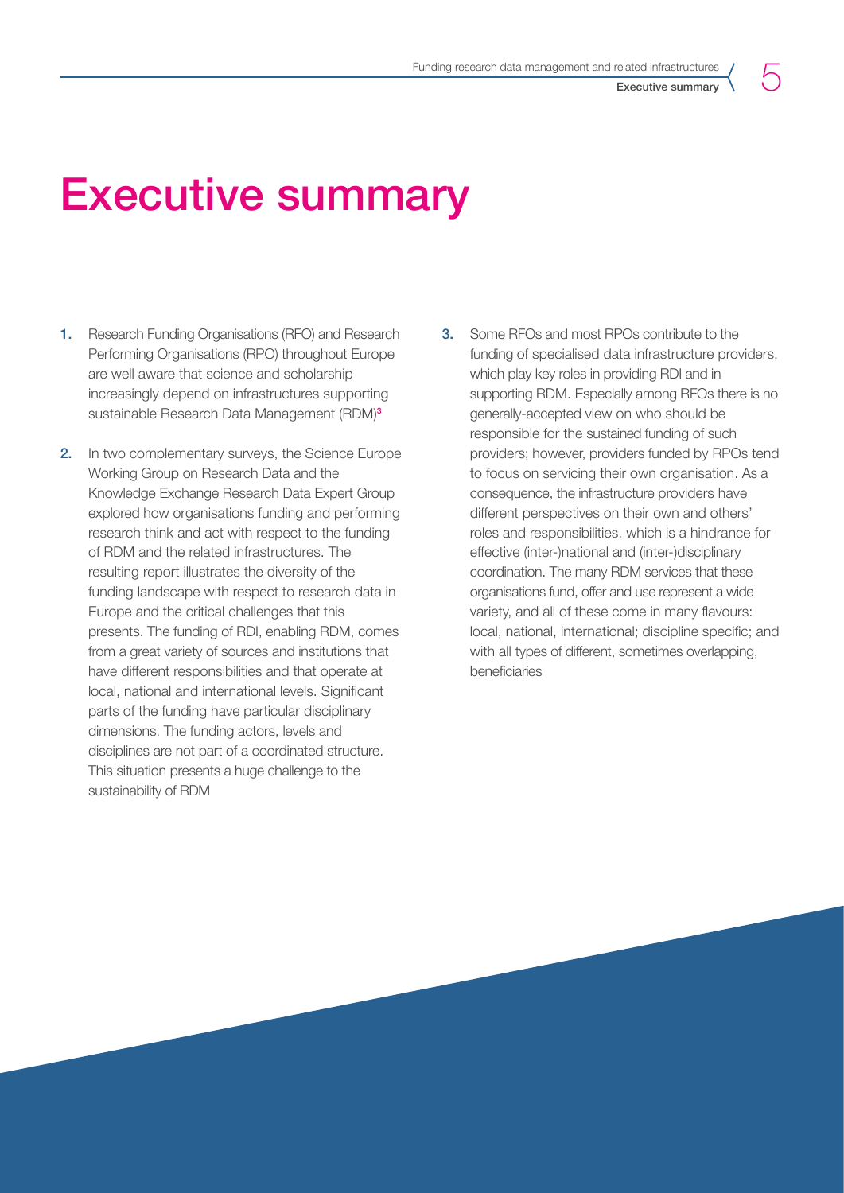# Executive summary

1. Research Funding Organisations (RFO) and Research Performing Organisations (RPO) throughout Europe are well aware that science and scholarship increasingly depend on infrastructures supporting sustainable Research Data Management (RDM)[3]

2. In two complementary surveys, the Science Europe Working Group on Research Data and the Knowledge Exchange Research Data Expert Group explored how organisations funding and performing research think and act with respect to the funding of RDM and the related infrastructures. The resulting report illustrates the diversity of the funding landscape with respect to research data in Europe and the critical challenges that this presents. The funding of RDI, enabling RDM, comes from a great variety of sources and institutions that have different responsibilities and that operate at local, national and international levels. Significant parts of the funding have particular disciplinary dimensions. The funding actors, levels and disciplines are not part of a coordinated structure. This situation presents a huge challenge to the sustainability of RDM

3. Some RFOs and most RPOs contribute to the funding of specialised data infrastructure providers, which play key roles in providing RDI and in supporting RDM. Especially among RFOs there is no generally-accepted view on who should be responsible for the sustained funding of such providers; however, providers funded by RPOs tend to focus on servicing their own organisation. As a consequence, the infrastructure providers have different perspectives on their own and others' roles and responsibilities, which is a hindrance for effective (inter-)national and (inter-)disciplinary coordination. The many RDM services that these organisations fund, offer and use represent a wide variety, and all of these come in many flavours: local, national, international; discipline specific; and with all types of different, sometimes overlapping, beneficiaries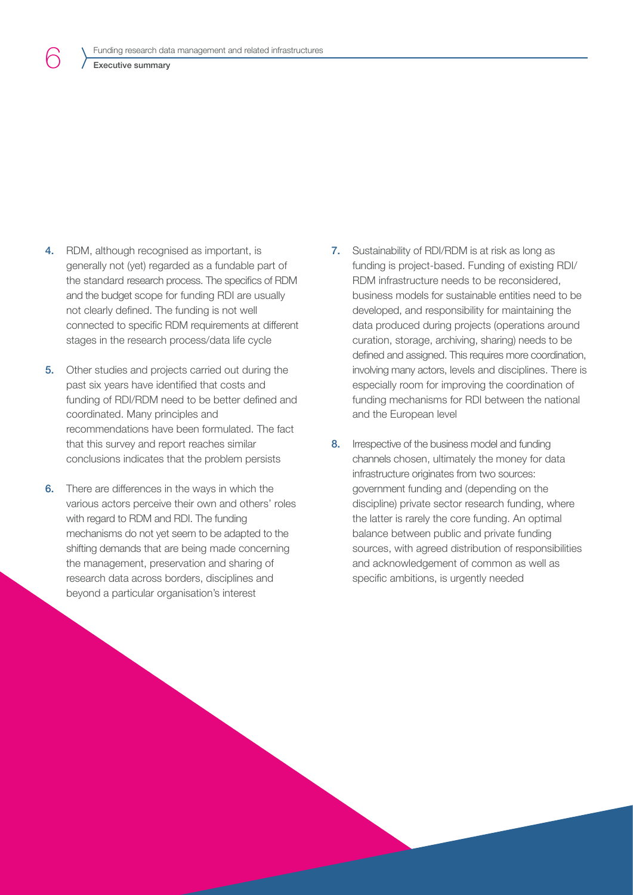4. RDM, although recognised as important, is generally not (yet) regarded as a fundable part of the standard research process. The specifics of RDM and the budget scope for funding RDI are usually not clearly defined. The funding is not well connected to specific RDM requirements at different stages in the research process/data life cycle

5. Other studies and projects carried out during the past six years have identified that costs and funding of RDI/RDM need to be better defined and coordinated. Many principles and recommendations have been formulated. The fact that this survey and report reaches similar conclusions indicates that the problem persists

6. There are differences in the ways in which the various actors perceive their own and others' roles with regard to RDM and RDI. The funding mechanisms do not yet seem to be adapted to the shifting demands that are being made concerning the management, preservation and sharing of research data across borders, disciplines and beyond a particular organisation's interest

7. Sustainability of RDI/RDM is at risk as long as funding is project-based. Funding of existing RDI/RDM infrastructure needs to be reconsidered, business models for sustainable entities need to be developed, and responsibility for maintaining the data produced during projects (operations around curation, storage, archiving, sharing) needs to be defined and assigned. This requires more coordination, involving many actors, levels and disciplines. There is especially room for improving the coordination of funding mechanisms for RDI between the national and the European level

8. Irrespective of the business model and funding channels chosen, ultimately the money for data infrastructure originates from two sources: government funding and (depending on the discipline) private sector research funding, where the latter is rarely the core funding. An optimal balance between public and private funding sources, with agreed distribution of responsibilities and acknowledgement of common as well as specific ambitions, is urgently needed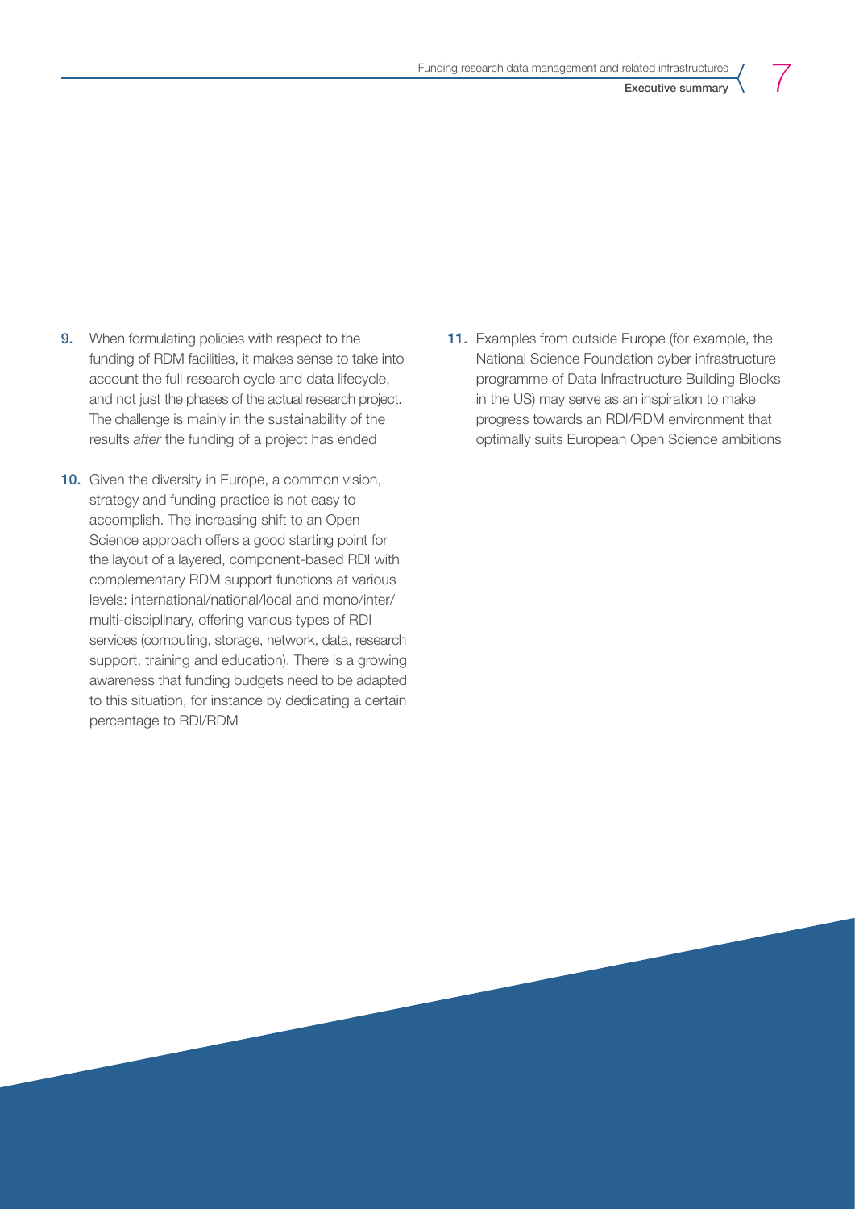9. When formulating policies with respect to the funding of RDM facilities, it makes sense to take into account the full research cycle and data lifecycle, and not just the phases of the actual research project. The challenge is mainly in the sustainability of the results *after* the funding of a project has ended

10. Given the diversity in Europe, a common vision, strategy and funding practice is not easy to accomplish. The increasing shift to an Open Science approach offers a good starting point for the layout of a layered, component-based RDI with complementary RDM support functions at various levels: international/national/local and mono/inter/multi-disciplinary, offering various types of RDI services (computing, storage, network, data, research support, training and education). There is a growing awareness that funding budgets need to be adapted to this situation, for instance by dedicating a certain percentage to RDI/RDM

11. Examples from outside Europe (for example, the National Science Foundation cyber infrastructure programme of Data Infrastructure Building Blocks in the US) may serve as an inspiration to make progress towards an RDI/RDM environment that optimally suits European Open Science ambitions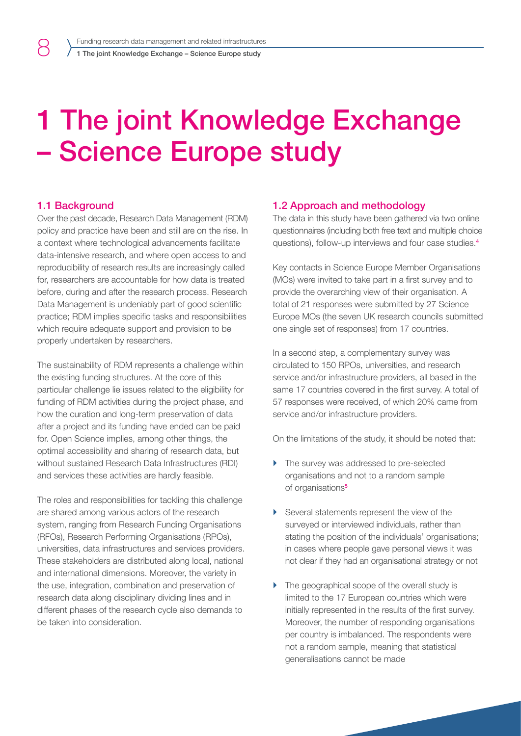# 1 The joint Knowledge Exchange – Science Europe study

## 1.1 Background

Over the past decade, Research Data Management (RDM) policy and practice have been and still are on the rise. In a context where technological advancements facilitate data-intensive research, and where open access to and reproducibility of research results are increasingly called for, researchers are accountable for how data is treated before, during and after the research process. Research Data Management is undeniably part of good scientific practice; RDM implies specific tasks and responsibilities which require adequate support and provision to be properly undertaken by researchers.

The sustainability of RDM represents a challenge within the existing funding structures. At the core of this particular challenge lie issues related to the eligibility for funding of RDM activities during the project phase, and how the curation and long-term preservation of data after a project and its funding have ended can be paid for. Open Science implies, among other things, the optimal accessibility and sharing of research data, but without sustained Research Data Infrastructures (RDI) and services these activities are hardly feasible.

The roles and responsibilities for tackling this challenge are shared among various actors of the research system, ranging from Research Funding Organisations (RFOs), Research Performing Organisations (RPOs), universities, data infrastructures and services providers. These stakeholders are distributed along local, national and international dimensions. Moreover, the variety in the use, integration, combination and preservation of research data along disciplinary dividing lines and in different phases of the research cycle also demands to be taken into consideration.

## 1.2 Approach and methodology

The data in this study have been gathered via two online questionnaires (including both free text and multiple choice questions), follow-up interviews and four case studies.[4]

Key contacts in Science Europe Member Organisations (MOs) were invited to take part in a first survey and to provide the overarching view of their organisation. A total of 21 responses were submitted by 27 Science Europe MOs (the seven UK research councils submitted one single set of responses) from 17 countries.

In a second step, a complementary survey was circulated to 150 RPOs, universities, and research service and/or infrastructure providers, all based in the same 17 countries covered in the first survey. A total of 57 responses were received, of which 20% came from service and/or infrastructure providers.

On the limitations of the study, it should be noted that:

- The survey was addressed to pre-selected organisations and not to a random sample of organisations[5]
- Several statements represent the view of the surveyed or interviewed individuals, rather than stating the position of the individuals' organisations; in cases where people gave personal views it was not clear if they had an organisational strategy or not
- The geographical scope of the overall study is limited to the 17 European countries which were initially represented in the results of the first survey. Moreover, the number of responding organisations per country is imbalanced. The respondents were not a random sample, meaning that statistical generalisations cannot be made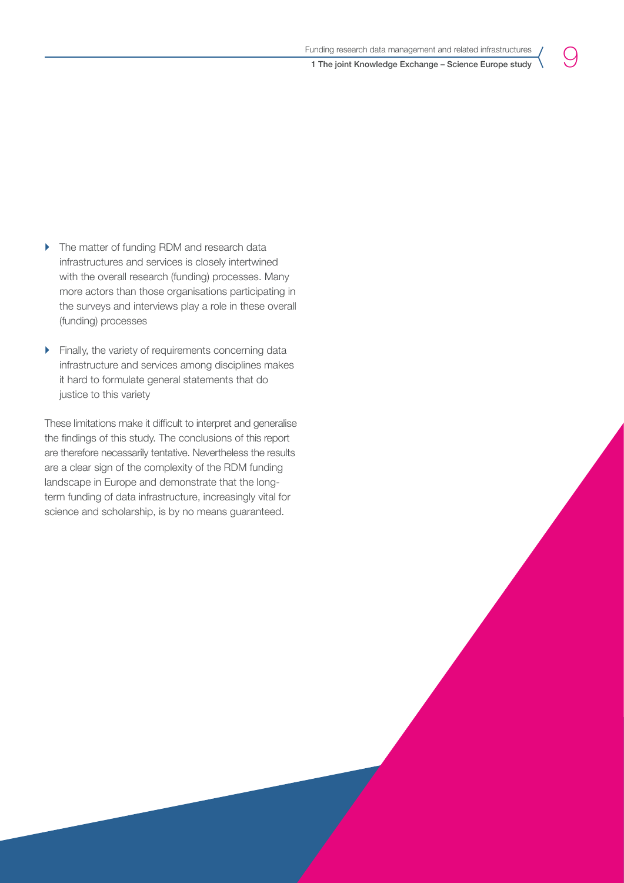- The matter of funding RDM and research data infrastructures and services is closely intertwined with the overall research (funding) processes. Many more actors than those organisations participating in the surveys and interviews play a role in these overall (funding) processes

- Finally, the variety of requirements concerning data infrastructure and services among disciplines makes it hard to formulate general statements that do justice to this variety

These limitations make it difficult to interpret and generalise the findings of this study. The conclusions of this report are therefore necessarily tentative. Nevertheless the results are a clear sign of the complexity of the RDM funding landscape in Europe and demonstrate that the long-term funding of data infrastructure, increasingly vital for science and scholarship, is by no means guaranteed.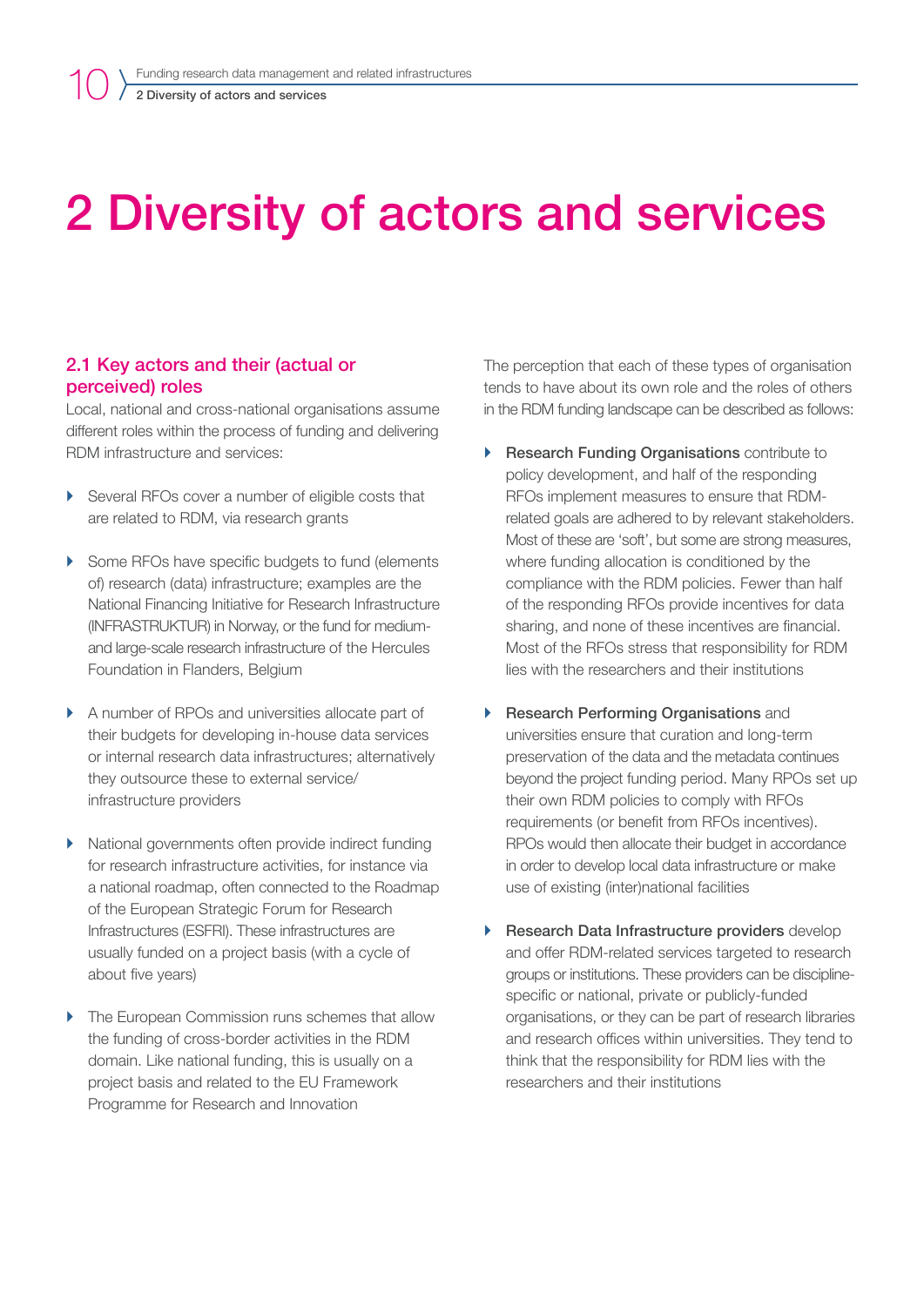# 2 Diversity of actors and services

## 2.1 Key actors and their (actual or perceived) roles

Local, national and cross-national organisations assume different roles within the process of funding and delivering RDM infrastructure and services:

- Several RFOs cover a number of eligible costs that are related to RDM, via research grants
- Some RFOs have specific budgets to fund (elements of) research (data) infrastructure; examples are the National Financing Initiative for Research Infrastructure (INFRASTRUKTUR) in Norway, or the fund for medium- and large-scale research infrastructure of the Hercules Foundation in Flanders, Belgium
- A number of RPOs and universities allocate part of their budgets for developing in-house data services or internal research data infrastructures; alternatively they outsource these to external service/infrastructure providers
- National governments often provide indirect funding for research infrastructure activities, for instance via a national roadmap, often connected to the Roadmap of the European Strategic Forum for Research Infrastructures (ESFRI). These infrastructures are usually funded on a project basis (with a cycle of about five years)
- The European Commission runs schemes that allow the funding of cross-border activities in the RDM domain. Like national funding, this is usually on a project basis and related to the EU Framework Programme for Research and Innovation

The perception that each of these types of organisation tends to have about its own role and the roles of others in the RDM funding landscape can be described as follows:

- **Research Funding Organisations** contribute to policy development, and half of the responding RFOs implement measures to ensure that RDM-related goals are adhered to by relevant stakeholders. Most of these are 'soft', but some are strong measures, where funding allocation is conditioned by the compliance with the RDM policies. Fewer than half of the responding RFOs provide incentives for data sharing, and none of these incentives are financial. Most of the RFOs stress that responsibility for RDM lies with the researchers and their institutions
- **Research Performing Organisations** and universities ensure that curation and long-term preservation of the data and the metadata continues beyond the project funding period. Many RPOs set up their own RDM policies to comply with RFOs requirements (or benefit from RFOs incentives). RPOs would then allocate their budget in accordance in order to develop local data infrastructure or make use of existing (inter)national facilities
- **Research Data Infrastructure providers** develop and offer RDM-related services targeted to research groups or institutions. These providers can be discipline-specific or national, private or publicly-funded organisations, or they can be part of research libraries and research offices within universities. They tend to think that the responsibility for RDM lies with the researchers and their institutions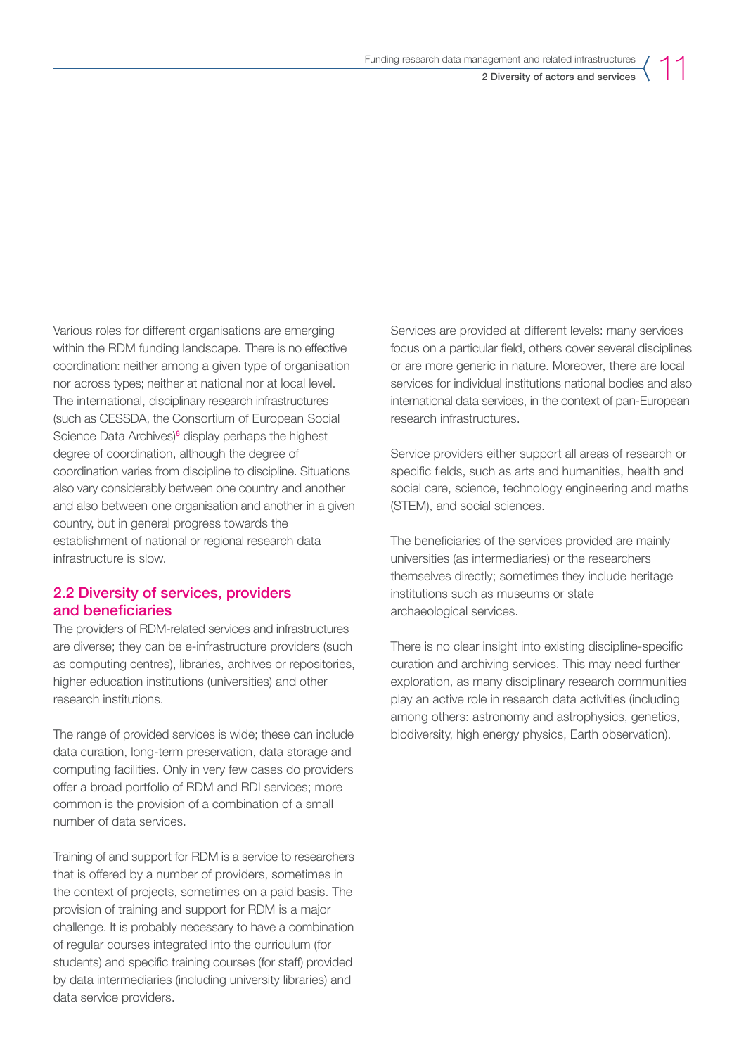Various roles for different organisations are emerging within the RDM funding landscape. There is no effective coordination: neither among a given type of organisation nor across types; neither at national nor at local level. The international, disciplinary research infrastructures (such as CESSDA, the Consortium of European Social Science Data Archives)[6] display perhaps the highest degree of coordination, although the degree of coordination varies from discipline to discipline. Situations also vary considerably between one country and another and also between one organisation and another in a given country, but in general progress towards the establishment of national or regional research data infrastructure is slow.

## 2.2 Diversity of services, providers and beneficiaries

The providers of RDM-related services and infrastructures are diverse; they can be e-infrastructure providers (such as computing centres), libraries, archives or repositories, higher education institutions (universities) and other research institutions.

The range of provided services is wide; these can include data curation, long-term preservation, data storage and computing facilities. Only in very few cases do providers offer a broad portfolio of RDM and RDI services; more common is the provision of a combination of a small number of data services.

Training of and support for RDM is a service to researchers that is offered by a number of providers, sometimes in the context of projects, sometimes on a paid basis. The provision of training and support for RDM is a major challenge. It is probably necessary to have a combination of regular courses integrated into the curriculum (for students) and specific training courses (for staff) provided by data intermediaries (including university libraries) and data service providers.

Services are provided at different levels: many services focus on a particular field, others cover several disciplines or are more generic in nature. Moreover, there are local services for individual institutions national bodies and also international data services, in the context of pan-European research infrastructures.

Service providers either support all areas of research or specific fields, such as arts and humanities, health and social care, science, technology engineering and maths (STEM), and social sciences.

The beneficiaries of the services provided are mainly universities (as intermediaries) or the researchers themselves directly; sometimes they include heritage institutions such as museums or state archaeological services.

There is no clear insight into existing discipline-specific curation and archiving services. This may need further exploration, as many disciplinary research communities play an active role in research data activities (including among others: astronomy and astrophysics, genetics, biodiversity, high energy physics, Earth observation).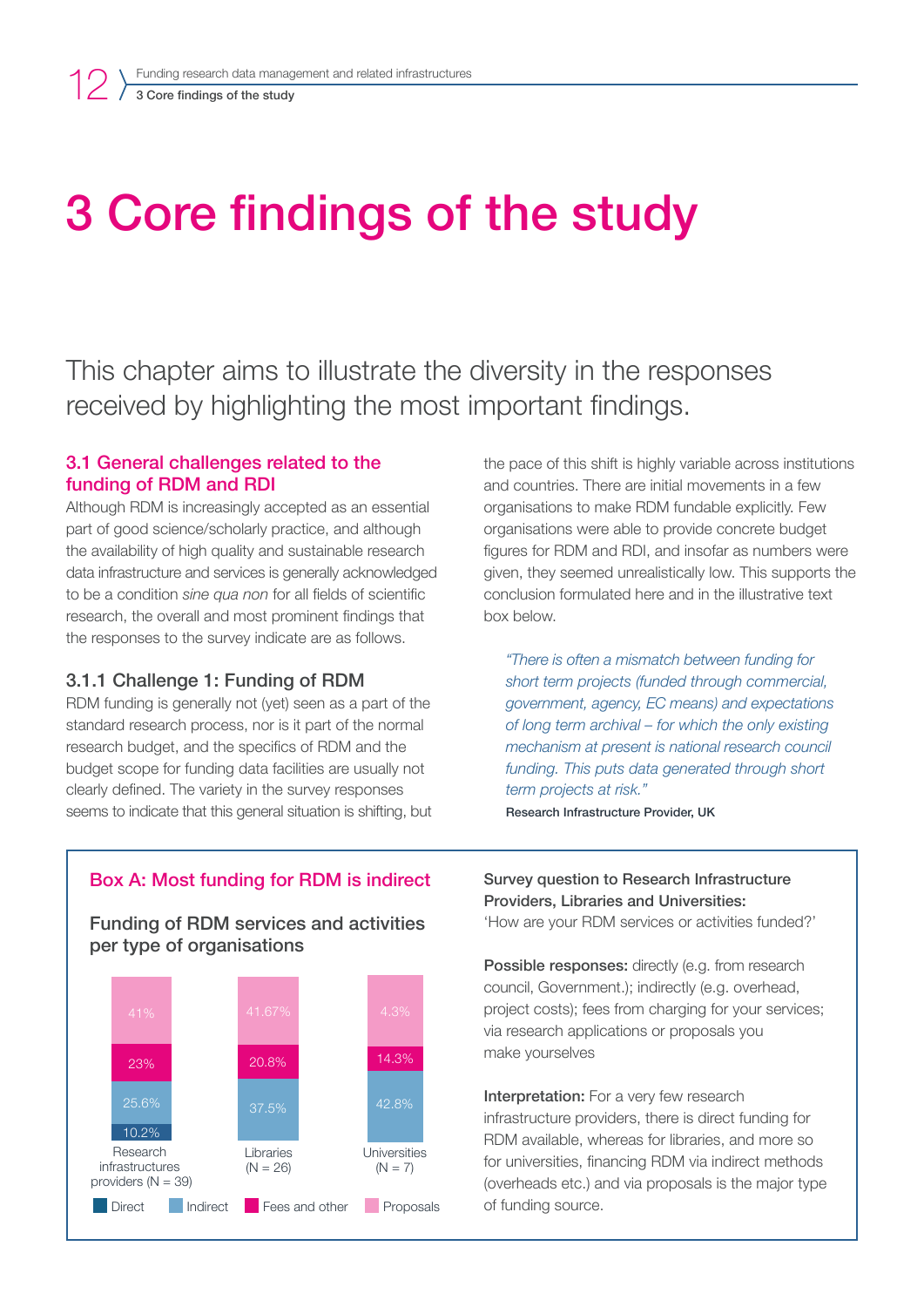# 3 Core findings of the study

This chapter aims to illustrate the diversity in the responses received by highlighting the most important findings.

## 3.1 General challenges related to the funding of RDM and RDI

Although RDM is increasingly accepted as an essential part of good science/scholarly practice, and although the availability of high quality and sustainable research data infrastructure and services is generally acknowledged to be a condition *sine qua non* for all fields of scientific research, the overall and most prominent findings that the responses to the survey indicate are as follows.

### 3.1.1 Challenge 1: Funding of RDM

RDM funding is generally not (yet) seen as a part of the standard research process, nor is it part of the normal research budget, and the specifics of RDM and the budget scope for funding data facilities are usually not clearly defined. The variety in the survey responses seems to indicate that this general situation is shifting, but the pace of this shift is highly variable across institutions and countries. There are initial movements in a few organisations to make RDM fundable explicitly. Few organisations were able to provide concrete budget figures for RDM and RDI, and insofar as numbers were given, they seemed unrealistically low. This supports the conclusion formulated here and in the illustrative text box below.

> *"There is often a mismatch between funding for short term projects (funded through commercial, government, agency, EC means) and expectations of long term archival – for which the only existing mechanism at present is national research council funding. This puts data generated through short term projects at risk."*
>
> Research Infrastructure Provider, UK

---

**Box A: Most funding for RDM is indirect**

**Funding of RDM services and activities per type of organisations**

| | Research infrastructures providers (N = 39) | Libraries (N = 26) | Universities (N = 7) |
|---|---|---|---|
| Direct | 10.2% | | |
| Indirect | 25.6% | 37.5% | 42.8% |
| Fees and other | 23% | 20.8% | 14.3% |
| Proposals | 41% | 41.67% | 4.3% |

**Survey question to Research Infrastructure Providers, Libraries and Universities:**
'How are your RDM services or activities funded?'

**Possible responses:** directly (e.g. from research council, Government.); indirectly (e.g. overhead, project costs); fees from charging for your services; via research applications or proposals you make yourselves

**Interpretation:** For a very few research infrastructure providers, there is direct funding for RDM available, whereas for libraries, and more so for universities, financing RDM via indirect methods (overheads etc.) and via proposals is the major type of funding source.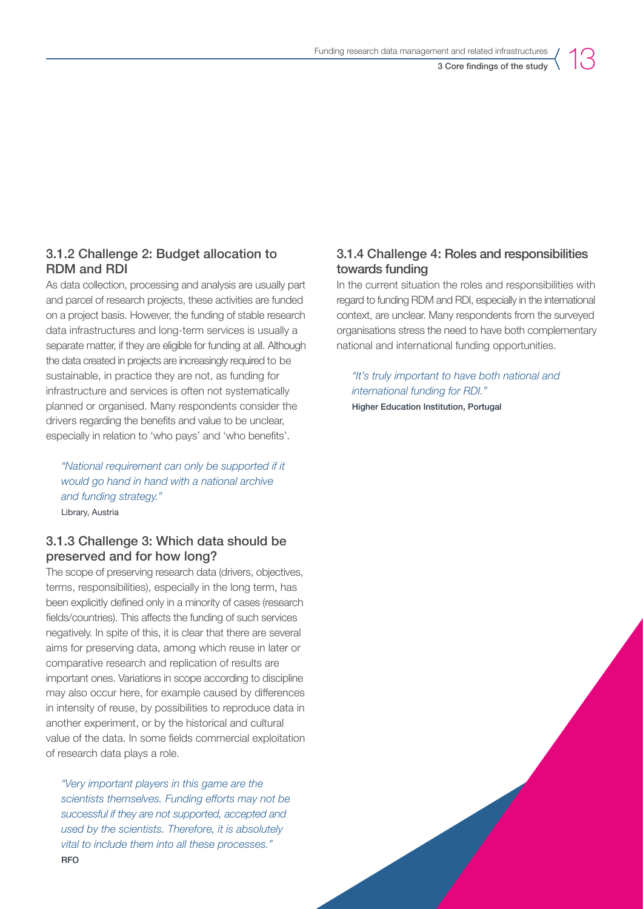### 3.1.2 Challenge 2: Budget allocation to RDM and RDI

As data collection, processing and analysis are usually part and parcel of research projects, these activities are funded on a project basis. However, the funding of stable research data infrastructures and long-term services is usually a separate matter, if they are eligible for funding at all. Although the data created in projects are increasingly required to be sustainable, in practice they are not, as funding for infrastructure and services is often not systematically planned or organised. Many respondents consider the drivers regarding the benefits and value to be unclear, especially in relation to 'who pays' and 'who benefits'.

> *"National requirement can only be supported if it would go hand in hand with a national archive and funding strategy."*
> Library, Austria

### 3.1.3 Challenge 3: Which data should be preserved and for how long?

The scope of preserving research data (drivers, objectives, terms, responsibilities), especially in the long term, has been explicitly defined only in a minority of cases (research fields/countries). This affects the funding of such services negatively. In spite of this, it is clear that there are several aims for preserving data, among which reuse in later or comparative research and replication of results are important ones. Variations in scope according to discipline may also occur here, for example caused by differences in intensity of reuse, by possibilities to reproduce data in another experiment, or by the historical and cultural value of the data. In some fields commercial exploitation of research data plays a role.

> *"Very important players in this game are the scientists themselves. Funding efforts may not be successful if they are not supported, accepted and used by the scientists. Therefore, it is absolutely vital to include them into all these processes."*
> RFO

### 3.1.4 Challenge 4: Roles and responsibilities towards funding

In the current situation the roles and responsibilities with regard to funding RDM and RDI, especially in the international context, are unclear. Many respondents from the surveyed organisations stress the need to have both complementary national and international funding opportunities.

> *"It's truly important to have both national and international funding for RDI."*
> Higher Education Institution, Portugal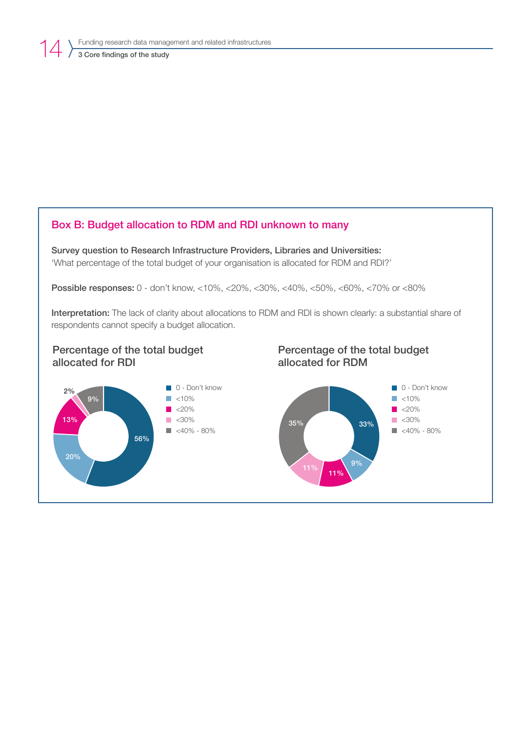## Box B: Budget allocation to RDM and RDI unknown to many

**Survey question to Research Infrastructure Providers, Libraries and Universities:**
'What percentage of the total budget of your organisation is allocated for RDM and RDI?'

**Possible responses:** 0 - don't know, <10%, <20%, <30%, <40%, <50%, <60%, <70% or <80%

**Interpretation:** The lack of clarity about allocations to RDM and RDI is shown clearly: a substantial share of respondents cannot specify a budget allocation.

### Percentage of the total budget allocated for RDI

| Response | Share |
| --- | --- |
| 0 - Don't know | 56% |
| <10% | 20% |
| <20% | 13% |
| <30% | 2% |
| <40% - 80% | 9% |

### Percentage of the total budget allocated for RDM

| Response | Share |
| --- | --- |
| 0 - Don't know | 33% |
| <10% | 9% |
| <20% | 11% |
| <30% | 11% |
| <40% - 80% | 35% |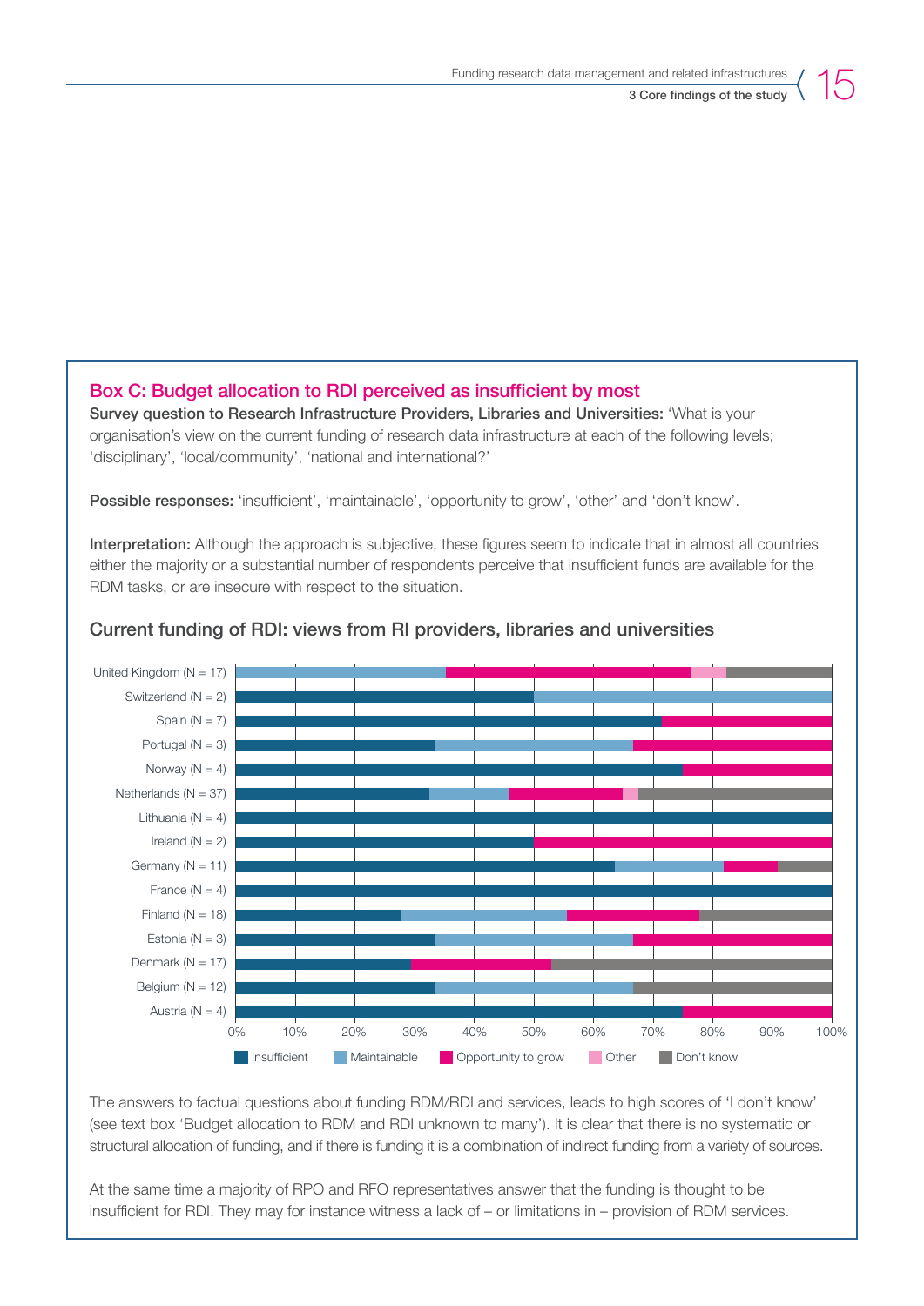## Box C: Budget allocation to RDI perceived as insufficient by most

**Survey question to Research Infrastructure Providers, Libraries and Universities:** 'What is your organisation's view on the current funding of research data infrastructure at each of the following levels; 'disciplinary', 'local/community', 'national and international?'

**Possible responses:** 'insufficient', 'maintainable', 'opportunity to grow', 'other' and 'don't know'.

**Interpretation:** Although the approach is subjective, these figures seem to indicate that in almost all countries either the majority or a substantial number of respondents perceive that insufficient funds are available for the RDM tasks, or are insecure with respect to the situation.

### Current funding of RDI: views from RI providers, libraries and universities

United Kingdom (N = 17)
Switzerland (N = 2)
Spain (N = 7)
Portugal (N = 3)
Norway (N = 4)
Netherlands (N = 37)
Lithuania (N = 4)
Ireland (N = 2)
Germany (N = 11)
France (N = 4)
Finland (N = 18)
Estonia (N = 3)
Denmark (N = 17)
Belgium (N = 12)
Austria (N = 4)

0% 10% 20% 30% 40% 50% 60% 70% 80% 90% 100%

Insufficient | Maintainable | Opportunity to grow | Other | Don't know

The answers to factual questions about funding RDM/RDI and services, leads to high scores of 'I don't know' (see text box 'Budget allocation to RDM and RDI unknown to many'). It is clear that there is no systematic or structural allocation of funding, and if there is funding it is a combination of indirect funding from a variety of sources.

At the same time a majority of RPO and RFO representatives answer that the funding is thought to be insufficient for RDI. They may for instance witness a lack of – or limitations in – provision of RDM services.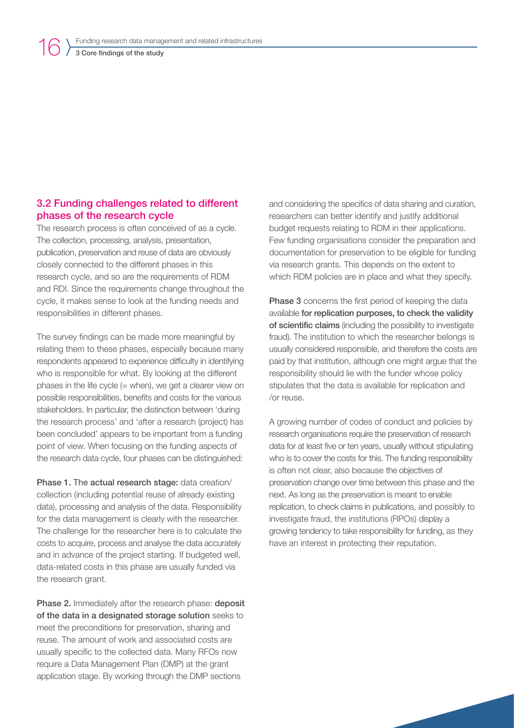## 3.2 Funding challenges related to different phases of the research cycle

The research process is often conceived of as a cycle. The collection, processing, analysis, presentation, publication, preservation and reuse of data are obviously closely connected to the different phases in this research cycle, and so are the requirements of RDM and RDI. Since the requirements change throughout the cycle, it makes sense to look at the funding needs and responsibilities in different phases.

The survey findings can be made more meaningful by relating them to these phases, especially because many respondents appeared to experience difficulty in identifying who is responsible for what. By looking at the different phases in the life cycle (= when), we get a clearer view on possible responsibilities, benefits and costs for the various stakeholders. In particular, the distinction between 'during the research process' and 'after a research (project) has been concluded' appears to be important from a funding point of view. When focusing on the funding aspects of the research data cycle, four phases can be distinguished:

**Phase 1.** The **actual research stage:** data creation/collection (including potential reuse of already existing data), processing and analysis of the data. Responsibility for the data management is clearly with the researcher. The challenge for the researcher here is to calculate the costs to acquire, process and analyse the data accurately and in advance of the project starting. If budgeted well, data-related costs in this phase are usually funded via the research grant.

**Phase 2.** Immediately after the research phase: **deposit of the data in a designated storage solution** seeks to meet the preconditions for preservation, sharing and reuse. The amount of work and associated costs are usually specific to the collected data. Many RFOs now require a Data Management Plan (DMP) at the grant application stage. By working through the DMP sections and considering the specifics of data sharing and curation, researchers can better identify and justify additional budget requests relating to RDM in their applications. Few funding organisations consider the preparation and documentation for preservation to be eligible for funding via research grants. This depends on the extent to which RDM policies are in place and what they specify.

**Phase 3** concerns the first period of keeping the data available **for replication purposes, to check the validity of scientific claims** (including the possibility to investigate fraud). The institution to which the researcher belongs is usually considered responsible, and therefore the costs are paid by that institution, although one might argue that the responsibility should lie with the funder whose policy stipulates that the data is available for replication and /or reuse.

A growing number of codes of conduct and policies by research organisations require the preservation of research data for at least five or ten years, usually without stipulating who is to cover the costs for this. The funding responsibility is often not clear, also because the objectives of preservation change over time between this phase and the next. As long as the preservation is meant to enable replication, to check claims in publications, and possibly to investigate fraud, the institutions (RPOs) display a growing tendency to take responsibility for funding, as they have an interest in protecting their reputation.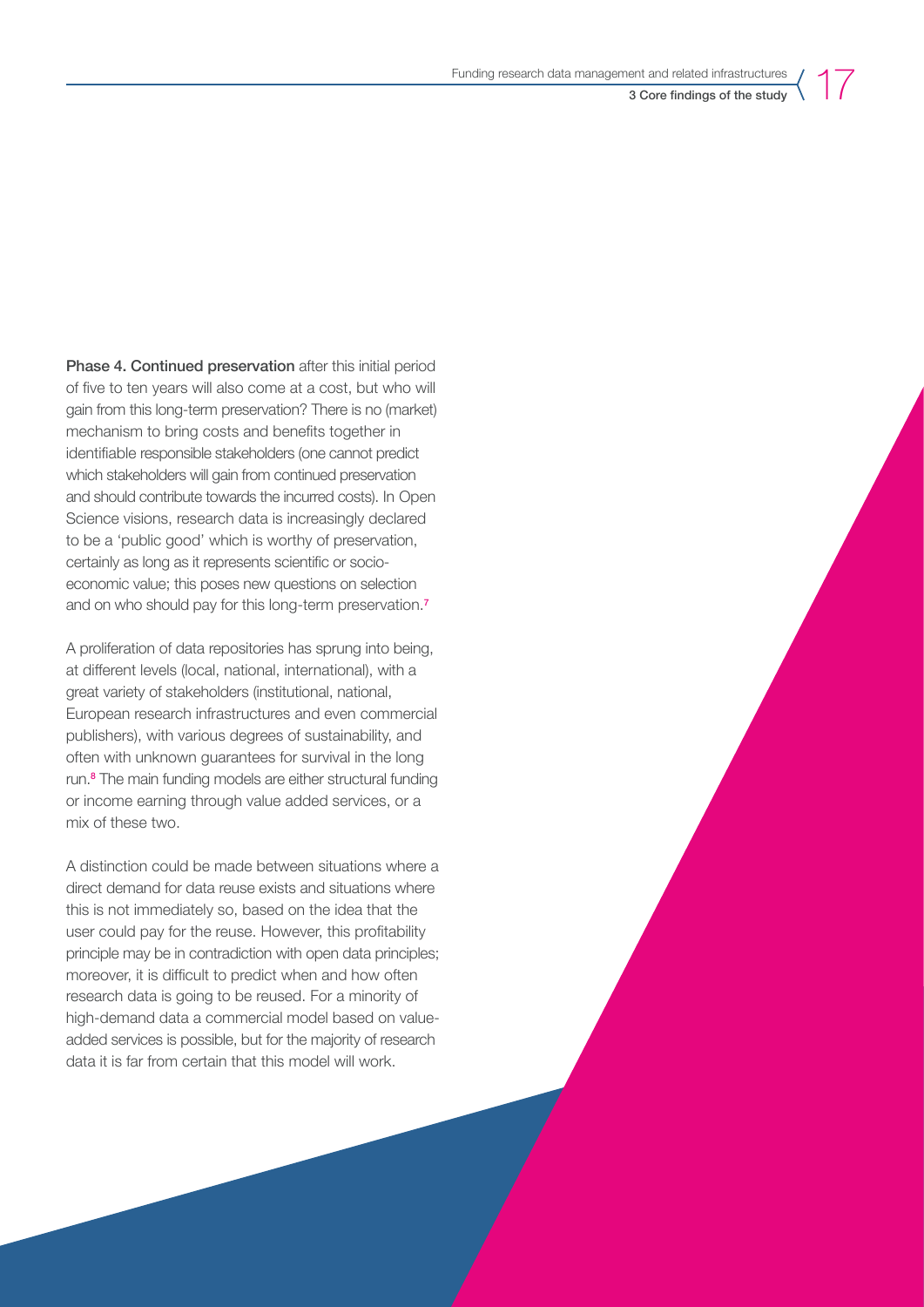**Phase 4. Continued preservation** after this initial period of five to ten years will also come at a cost, but who will gain from this long-term preservation? There is no (market) mechanism to bring costs and benefits together in identifiable responsible stakeholders (one cannot predict which stakeholders will gain from continued preservation and should contribute towards the incurred costs). In Open Science visions, research data is increasingly declared to be a 'public good' which is worthy of preservation, certainly as long as it represents scientific or socio-economic value; this poses new questions on selection and on who should pay for this long-term preservation.[7]

A proliferation of data repositories has sprung into being, at different levels (local, national, international), with a great variety of stakeholders (institutional, national, European research infrastructures and even commercial publishers), with various degrees of sustainability, and often with unknown guarantees for survival in the long run.[8] The main funding models are either structural funding or income earning through value added services, or a mix of these two.

A distinction could be made between situations where a direct demand for data reuse exists and situations where this is not immediately so, based on the idea that the user could pay for the reuse. However, this profitability principle may be in contradiction with open data principles; moreover, it is difficult to predict when and how often research data is going to be reused. For a minority of high-demand data a commercial model based on value-added services is possible, but for the majority of research data it is far from certain that this model will work.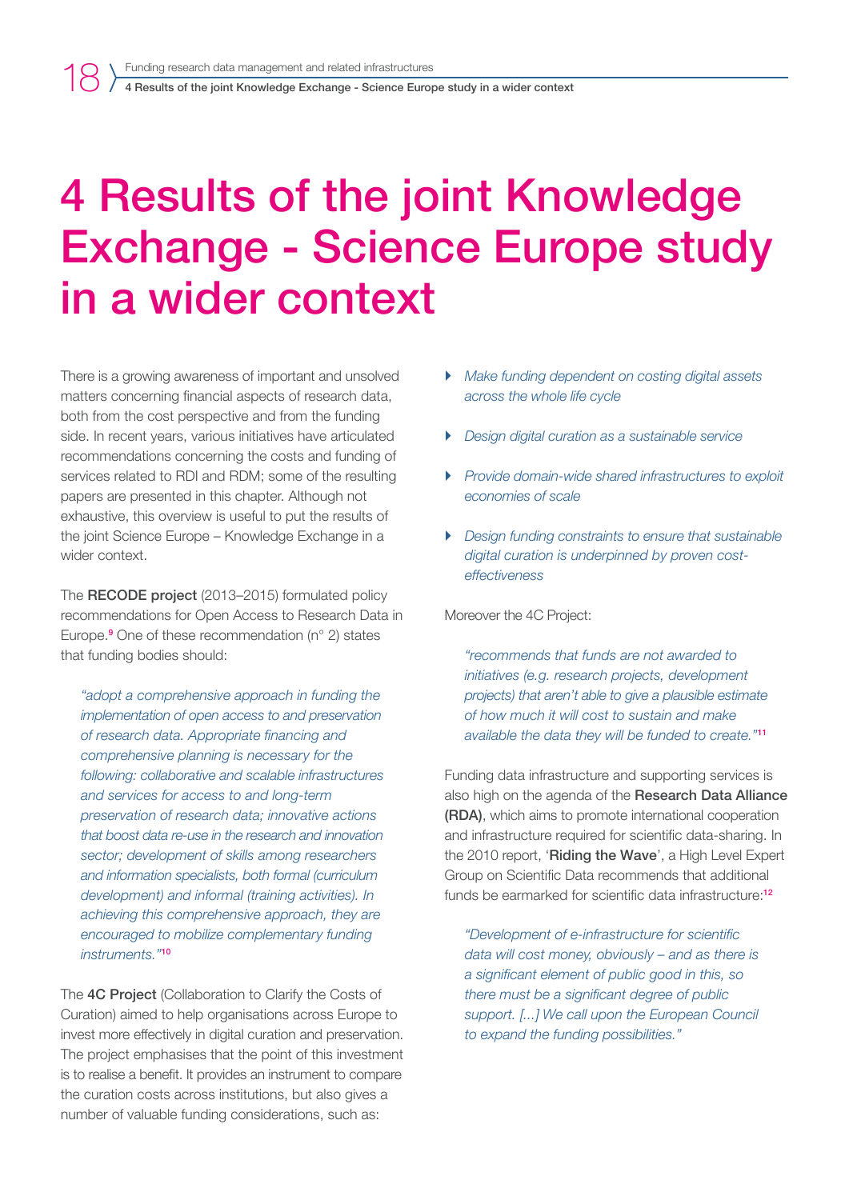# 4 Results of the joint Knowledge Exchange - Science Europe study in a wider context

There is a growing awareness of important and unsolved matters concerning financial aspects of research data, both from the cost perspective and from the funding side. In recent years, various initiatives have articulated recommendations concerning the costs and funding of services related to RDI and RDM; some of the resulting papers are presented in this chapter. Although not exhaustive, this overview is useful to put the results of the joint Science Europe – Knowledge Exchange in a wider context.

The **RECODE project** (2013–2015) formulated policy recommendations for Open Access to Research Data in Europe.[9] One of these recommendation (n° 2) states that funding bodies should:

> *"adopt a comprehensive approach in funding the implementation of open access to and preservation of research data. Appropriate financing and comprehensive planning is necessary for the following: collaborative and scalable infrastructures and services for access to and long-term preservation of research data; innovative actions that boost data re-use in the research and innovation sector; development of skills among researchers and information specialists, both formal (curriculum development) and informal (training activities). In achieving this comprehensive approach, they are encouraged to mobilize complementary funding instruments."*[10]

The **4C Project** (Collaboration to Clarify the Costs of Curation) aimed to help organisations across Europe to invest more effectively in digital curation and preservation. The project emphasises that the point of this investment is to realise a benefit. It provides an instrument to compare the curation costs across institutions, but also gives a number of valuable funding considerations, such as:

- *Make funding dependent on costing digital assets across the whole life cycle*
- *Design digital curation as a sustainable service*
- *Provide domain-wide shared infrastructures to exploit economies of scale*
- *Design funding constraints to ensure that sustainable digital curation is underpinned by proven cost-effectiveness*

Moreover the 4C Project:

> *"recommends that funds are not awarded to initiatives (e.g. research projects, development projects) that aren't able to give a plausible estimate of how much it will cost to sustain and make available the data they will be funded to create."*[11]

Funding data infrastructure and supporting services is also high on the agenda of the **Research Data Alliance (RDA)**, which aims to promote international cooperation and infrastructure required for scientific data-sharing. In the 2010 report, '**Riding the Wave**', a High Level Expert Group on Scientific Data recommends that additional funds be earmarked for scientific data infrastructure:[12]

> *"Development of e-infrastructure for scientific data will cost money, obviously – and as there is a significant element of public good in this, so there must be a significant degree of public support. [...] We call upon the European Council to expand the funding possibilities."*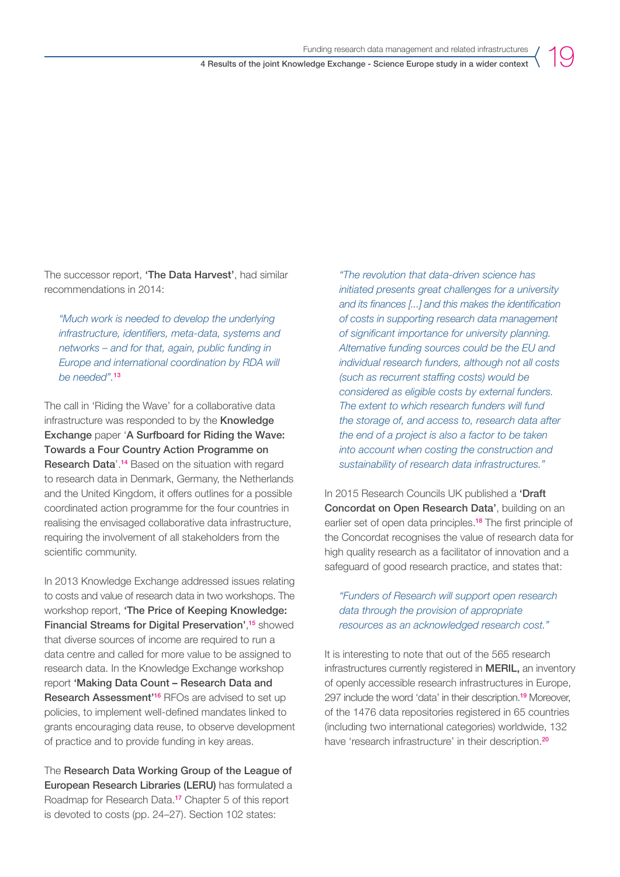The successor report, **'The Data Harvest'**, had similar recommendations in 2014:

> *"Much work is needed to develop the underlying infrastructure, identifiers, meta-data, systems and networks – and for that, again, public funding in Europe and international coordination by RDA will be needed".*[13]

The call in 'Riding the Wave' for a collaborative data infrastructure was responded to by the **Knowledge Exchange** paper '**A Surfboard for Riding the Wave: Towards a Four Country Action Programme on Research Data**'.[14] Based on the situation with regard to research data in Denmark, Germany, the Netherlands and the United Kingdom, it offers outlines for a possible coordinated action programme for the four countries in realising the envisaged collaborative data infrastructure, requiring the involvement of all stakeholders from the scientific community.

In 2013 Knowledge Exchange addressed issues relating to costs and value of research data in two workshops. The workshop report, **'The Price of Keeping Knowledge: Financial Streams for Digital Preservation'**,[15] showed that diverse sources of income are required to run a data centre and called for more value to be assigned to research data. In the Knowledge Exchange workshop report **'Making Data Count – Research Data and Research Assessment'**[16] RFOs are advised to set up policies, to implement well-defined mandates linked to grants encouraging data reuse, to observe development of practice and to provide funding in key areas.

The **Research Data Working Group of the League of European Research Libraries (LERU)** has formulated a Roadmap for Research Data.[17] Chapter 5 of this report is devoted to costs (pp. 24–27). Section 102 states:

> *"The revolution that data-driven science has initiated presents great challenges for a university and its finances [...] and this makes the identification of costs in supporting research data management of significant importance for university planning. Alternative funding sources could be the EU and individual research funders, although not all costs (such as recurrent staffing costs) would be considered as eligible costs by external funders. The extent to which research funders will fund the storage of, and access to, research data after the end of a project is also a factor to be taken into account when costing the construction and sustainability of research data infrastructures."*

In 2015 Research Councils UK published a **'Draft Concordat on Open Research Data'**, building on an earlier set of open data principles.[18] The first principle of the Concordat recognises the value of research data for high quality research as a facilitator of innovation and a safeguard of good research practice, and states that:

> *"Funders of Research will support open research data through the provision of appropriate resources as an acknowledged research cost."*

It is interesting to note that out of the 565 research infrastructures currently registered in **MERIL,** an inventory of openly accessible research infrastructures in Europe, 297 include the word 'data' in their description.[19] Moreover, of the 1476 data repositories registered in 65 countries (including two international categories) worldwide, 132 have 'research infrastructure' in their description.[20]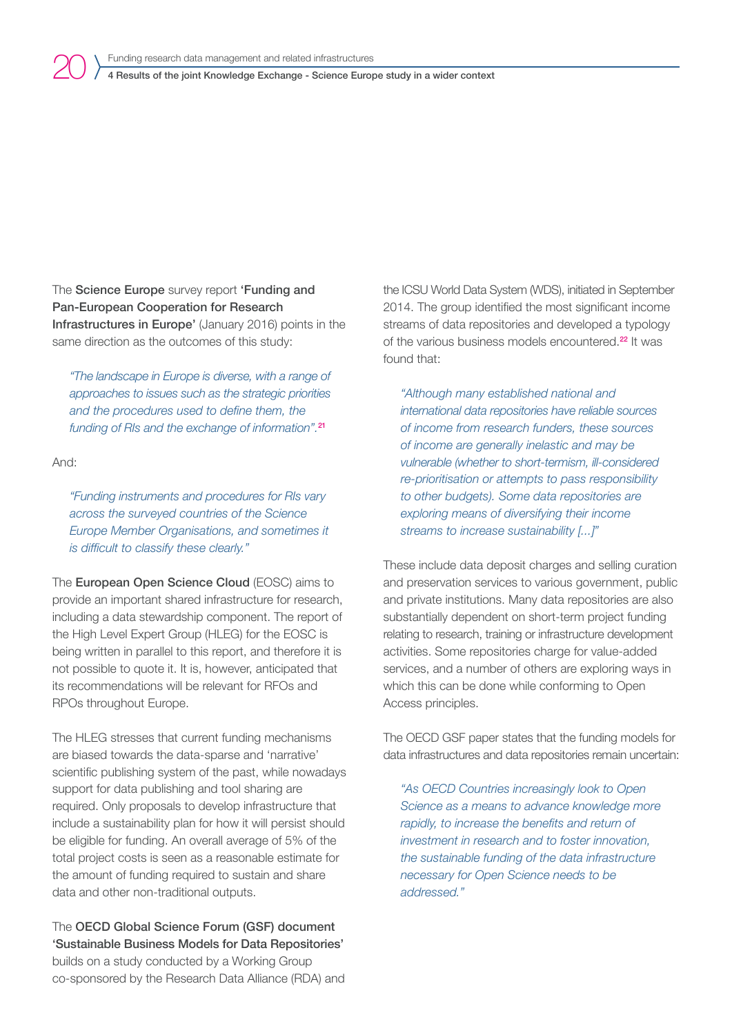The **Science Europe** survey report **'Funding and Pan-European Cooperation for Research Infrastructures in Europe'** (January 2016) points in the same direction as the outcomes of this study:

> *"The landscape in Europe is diverse, with a range of approaches to issues such as the strategic priorities and the procedures used to define them, the funding of RIs and the exchange of information".*[21]

And:

> *"Funding instruments and procedures for RIs vary across the surveyed countries of the Science Europe Member Organisations, and sometimes it is difficult to classify these clearly."*

The **European Open Science Cloud** (EOSC) aims to provide an important shared infrastructure for research, including a data stewardship component. The report of the High Level Expert Group (HLEG) for the EOSC is being written in parallel to this report, and therefore it is not possible to quote it. It is, however, anticipated that its recommendations will be relevant for RFOs and RPOs throughout Europe.

The HLEG stresses that current funding mechanisms are biased towards the data-sparse and 'narrative' scientific publishing system of the past, while nowadays support for data publishing and tool sharing are required. Only proposals to develop infrastructure that include a sustainability plan for how it will persist should be eligible for funding. An overall average of 5% of the total project costs is seen as a reasonable estimate for the amount of funding required to sustain and share data and other non-traditional outputs.

The **OECD Global Science Forum (GSF) document 'Sustainable Business Models for Data Repositories'** builds on a study conducted by a Working Group co-sponsored by the Research Data Alliance (RDA) and the ICSU World Data System (WDS), initiated in September 2014. The group identified the most significant income streams of data repositories and developed a typology of the various business models encountered.[22] It was found that:

> *"Although many established national and international data repositories have reliable sources of income from research funders, these sources of income are generally inelastic and may be vulnerable (whether to short-termism, ill-considered re-prioritisation or attempts to pass responsibility to other budgets). Some data repositories are exploring means of diversifying their income streams to increase sustainability [...]"*

These include data deposit charges and selling curation and preservation services to various government, public and private institutions. Many data repositories are also substantially dependent on short-term project funding relating to research, training or infrastructure development activities. Some repositories charge for value-added services, and a number of others are exploring ways in which this can be done while conforming to Open Access principles.

The OECD GSF paper states that the funding models for data infrastructures and data repositories remain uncertain:

> *"As OECD Countries increasingly look to Open Science as a means to advance knowledge more rapidly, to increase the benefits and return of investment in research and to foster innovation, the sustainable funding of the data infrastructure necessary for Open Science needs to be addressed."*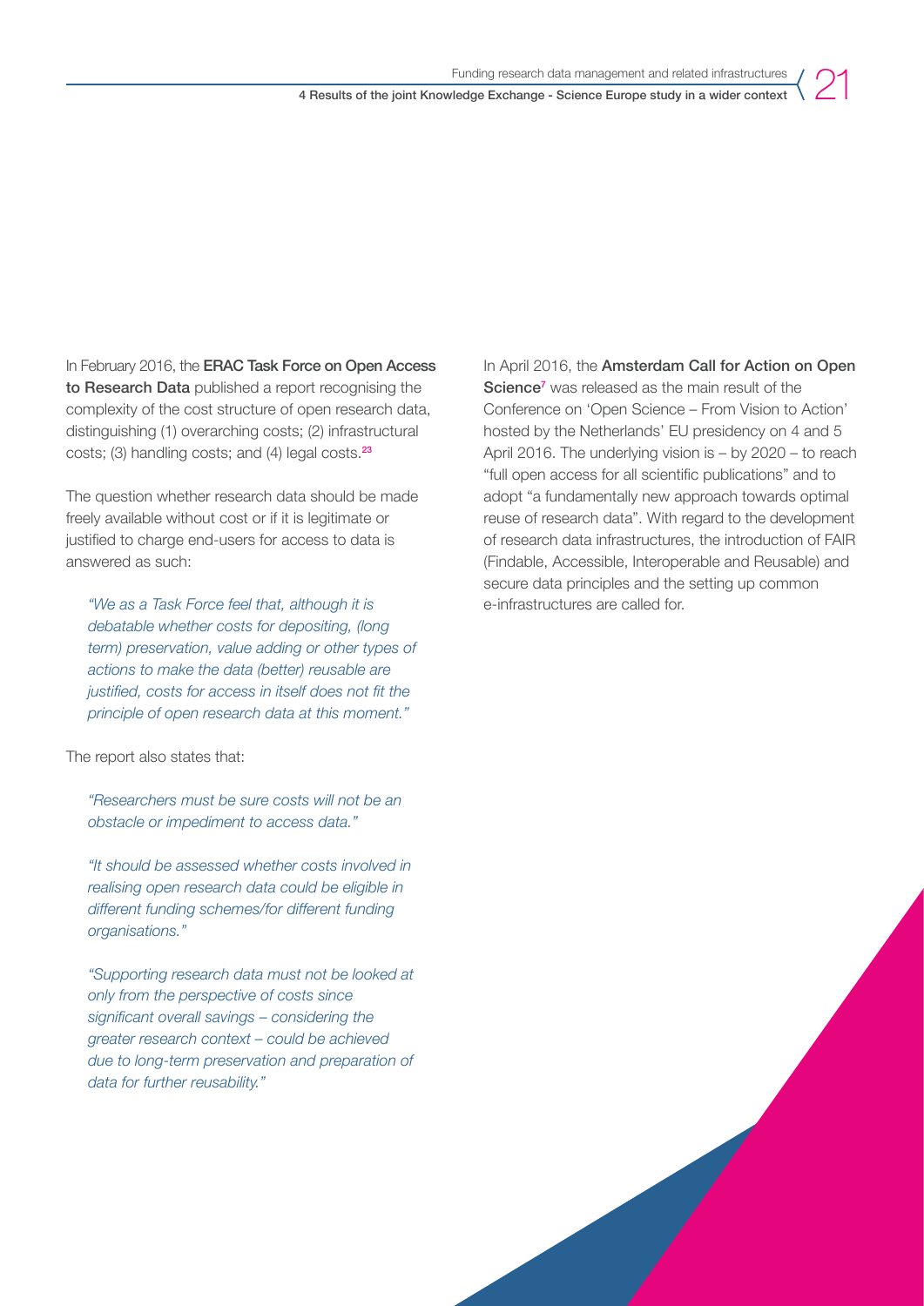In February 2016, the **ERAC Task Force on Open Access to Research Data** published a report recognising the complexity of the cost structure of open research data, distinguishing (1) overarching costs; (2) infrastructural costs; (3) handling costs; and (4) legal costs.[23]

The question whether research data should be made freely available without cost or if it is legitimate or justified to charge end-users for access to data is answered as such:

> *"We as a Task Force feel that, although it is debatable whether costs for depositing, (long term) preservation, value adding or other types of actions to make the data (better) reusable are justified, costs for access in itself does not fit the principle of open research data at this moment."*

The report also states that:

> *"Researchers must be sure costs will not be an obstacle or impediment to access data."*
>
> *"It should be assessed whether costs involved in realising open research data could be eligible in different funding schemes/for different funding organisations."*
>
> *"Supporting research data must not be looked at only from the perspective of costs since significant overall savings – considering the greater research context – could be achieved due to long-term preservation and preparation of data for further reusability."*

In April 2016, the **Amsterdam Call for Action on Open Science**[7] was released as the main result of the Conference on 'Open Science – From Vision to Action' hosted by the Netherlands' EU presidency on 4 and 5 April 2016. The underlying vision is – by 2020 – to reach "full open access for all scientific publications" and to adopt "a fundamentally new approach towards optimal reuse of research data". With regard to the development of research data infrastructures, the introduction of FAIR (Findable, Accessible, Interoperable and Reusable) and secure data principles and the setting up common e-infrastructures are called for.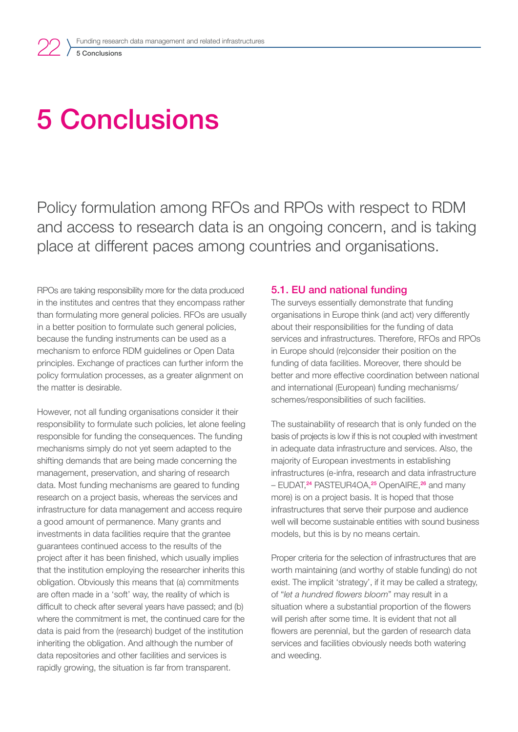# 5 Conclusions

Policy formulation among RFOs and RPOs with respect to RDM and access to research data is an ongoing concern, and is taking place at different paces among countries and organisations.

RPOs are taking responsibility more for the data produced in the institutes and centres that they encompass rather than formulating more general policies. RFOs are usually in a better position to formulate such general policies, because the funding instruments can be used as a mechanism to enforce RDM guidelines or Open Data principles. Exchange of practices can further inform the policy formulation processes, as a greater alignment on the matter is desirable.

However, not all funding organisations consider it their responsibility to formulate such policies, let alone feeling responsible for funding the consequences. The funding mechanisms simply do not yet seem adapted to the shifting demands that are being made concerning the management, preservation, and sharing of research data. Most funding mechanisms are geared to funding research on a project basis, whereas the services and infrastructure for data management and access require a good amount of permanence. Many grants and investments in data facilities require that the grantee guarantees continued access to the results of the project after it has been finished, which usually implies that the institution employing the researcher inherits this obligation. Obviously this means that (a) commitments are often made in a 'soft' way, the reality of which is difficult to check after several years have passed; and (b) where the commitment is met, the continued care for the data is paid from the (research) budget of the institution inheriting the obligation. And although the number of data repositories and other facilities and services is rapidly growing, the situation is far from transparent.

## 5.1. EU and national funding

The surveys essentially demonstrate that funding organisations in Europe think (and act) very differently about their responsibilities for the funding of data services and infrastructures. Therefore, RFOs and RPOs in Europe should (re)consider their position on the funding of data facilities. Moreover, there should be better and more effective coordination between national and international (European) funding mechanisms/schemes/responsibilities of such facilities.

The sustainability of research that is only funded on the basis of projects is low if this is not coupled with investment in adequate data infrastructure and services. Also, the majority of European investments in establishing infrastructures (e-infra, research and data infrastructure – EUDAT,[24] PASTEUR4OA,[25] OpenAIRE,[26] and many more) is on a project basis. It is hoped that those infrastructures that serve their purpose and audience well will become sustainable entities with sound business models, but this is by no means certain.

Proper criteria for the selection of infrastructures that are worth maintaining (and worthy of stable funding) do not exist. The implicit 'strategy', if it may be called a strategy, of "*let a hundred flowers bloom*" may result in a situation where a substantial proportion of the flowers will perish after some time. It is evident that not all flowers are perennial, but the garden of research data services and facilities obviously needs both watering and weeding.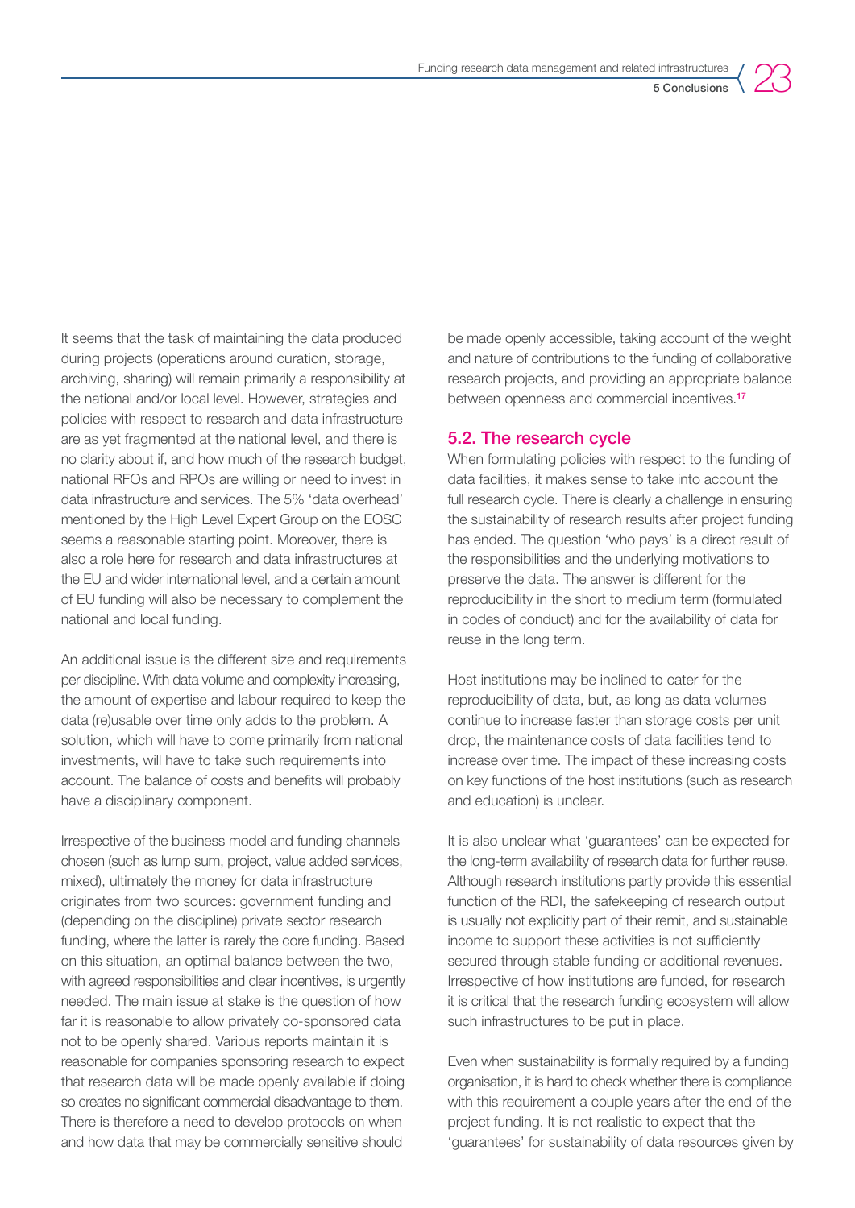It seems that the task of maintaining the data produced during projects (operations around curation, storage, archiving, sharing) will remain primarily a responsibility at the national and/or local level. However, strategies and policies with respect to research and data infrastructure are as yet fragmented at the national level, and there is no clarity about if, and how much of the research budget, national RFOs and RPOs are willing or need to invest in data infrastructure and services. The 5% 'data overhead' mentioned by the High Level Expert Group on the EOSC seems a reasonable starting point. Moreover, there is also a role here for research and data infrastructures at the EU and wider international level, and a certain amount of EU funding will also be necessary to complement the national and local funding.

An additional issue is the different size and requirements per discipline. With data volume and complexity increasing, the amount of expertise and labour required to keep the data (re)usable over time only adds to the problem. A solution, which will have to come primarily from national investments, will have to take such requirements into account. The balance of costs and benefits will probably have a disciplinary component.

Irrespective of the business model and funding channels chosen (such as lump sum, project, value added services, mixed), ultimately the money for data infrastructure originates from two sources: government funding and (depending on the discipline) private sector research funding, where the latter is rarely the core funding. Based on this situation, an optimal balance between the two, with agreed responsibilities and clear incentives, is urgently needed. The main issue at stake is the question of how far it is reasonable to allow privately co-sponsored data not to be openly shared. Various reports maintain it is reasonable for companies sponsoring research to expect that research data will be made openly available if doing so creates no significant commercial disadvantage to them. There is therefore a need to develop protocols on when and how data that may be commercially sensitive should be made openly accessible, taking account of the weight and nature of contributions to the funding of collaborative research projects, and providing an appropriate balance between openness and commercial incentives.[17]

## 5.2. The research cycle

When formulating policies with respect to the funding of data facilities, it makes sense to take into account the full research cycle. There is clearly a challenge in ensuring the sustainability of research results after project funding has ended. The question 'who pays' is a direct result of the responsibilities and the underlying motivations to preserve the data. The answer is different for the reproducibility in the short to medium term (formulated in codes of conduct) and for the availability of data for reuse in the long term.

Host institutions may be inclined to cater for the reproducibility of data, but, as long as data volumes continue to increase faster than storage costs per unit drop, the maintenance costs of data facilities tend to increase over time. The impact of these increasing costs on key functions of the host institutions (such as research and education) is unclear.

It is also unclear what 'guarantees' can be expected for the long-term availability of research data for further reuse. Although research institutions partly provide this essential function of the RDI, the safekeeping of research output is usually not explicitly part of their remit, and sustainable income to support these activities is not sufficiently secured through stable funding or additional revenues. Irrespective of how institutions are funded, for research it is critical that the research funding ecosystem will allow such infrastructures to be put in place.

Even when sustainability is formally required by a funding organisation, it is hard to check whether there is compliance with this requirement a couple years after the end of the project funding. It is not realistic to expect that the 'guarantees' for sustainability of data resources given by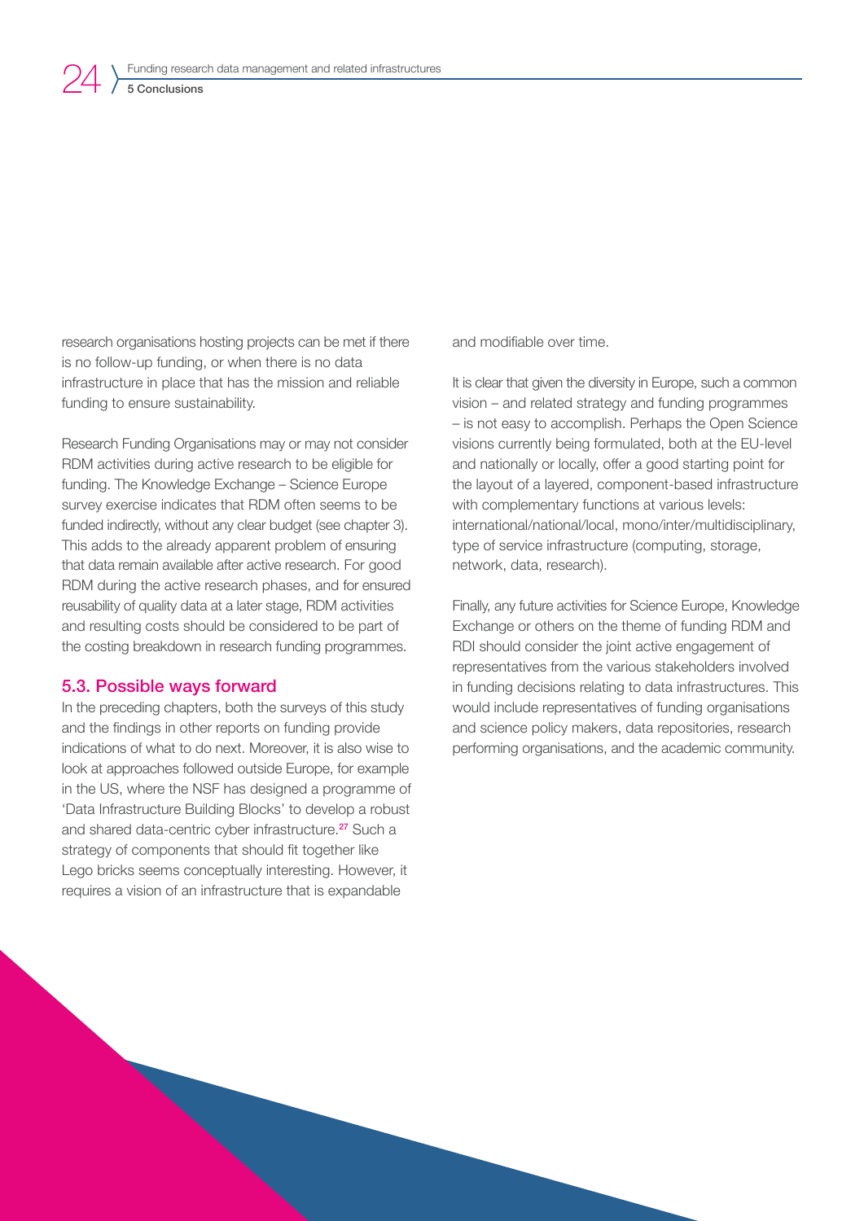research organisations hosting projects can be met if there is no follow-up funding, or when there is no data infrastructure in place that has the mission and reliable funding to ensure sustainability.

Research Funding Organisations may or may not consider RDM activities during active research to be eligible for funding. The Knowledge Exchange – Science Europe survey exercise indicates that RDM often seems to be funded indirectly, without any clear budget (see chapter 3). This adds to the already apparent problem of ensuring that data remain available after active research. For good RDM during the active research phases, and for ensured reusability of quality data at a later stage, RDM activities and resulting costs should be considered to be part of the costing breakdown in research funding programmes.

### 5.3. Possible ways forward

In the preceding chapters, both the surveys of this study and the findings in other reports on funding provide indications of what to do next. Moreover, it is also wise to look at approaches followed outside Europe, for example in the US, where the NSF has designed a programme of 'Data Infrastructure Building Blocks' to develop a robust and shared data-centric cyber infrastructure.[27] Such a strategy of components that should fit together like Lego bricks seems conceptually interesting. However, it requires a vision of an infrastructure that is expandable and modifiable over time.

It is clear that given the diversity in Europe, such a common vision – and related strategy and funding programmes – is not easy to accomplish. Perhaps the Open Science visions currently being formulated, both at the EU-level and nationally or locally, offer a good starting point for the layout of a layered, component-based infrastructure with complementary functions at various levels: international/national/local, mono/inter/multidisciplinary, type of service infrastructure (computing, storage, network, data, research).

Finally, any future activities for Science Europe, Knowledge Exchange or others on the theme of funding RDM and RDI should consider the joint active engagement of representatives from the various stakeholders involved in funding decisions relating to data infrastructures. This would include representatives of funding organisations and science policy makers, data repositories, research performing organisations, and the academic community.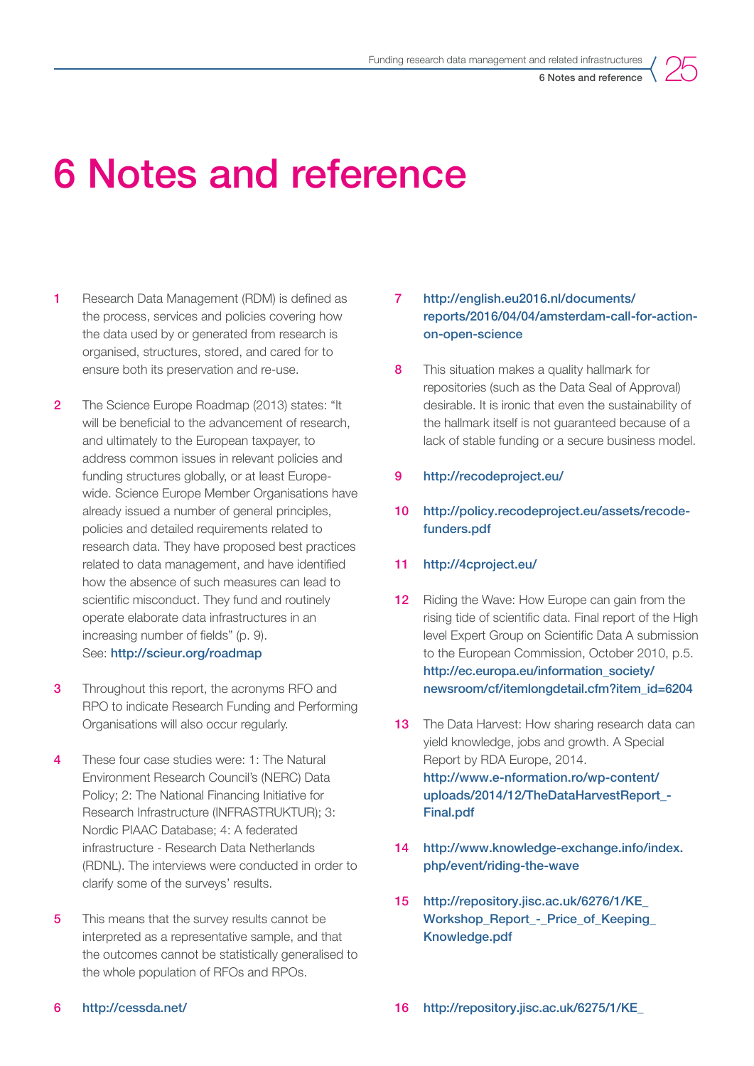# 6 Notes and reference

1. Research Data Management (RDM) is defined as the process, services and policies covering how the data used by or generated from research is organised, structures, stored, and cared for to ensure both its preservation and re-use.

2. The Science Europe Roadmap (2013) states: "It will be beneficial to the advancement of research, and ultimately to the European taxpayer, to address common issues in relevant policies and funding structures globally, or at least Europe-wide. Science Europe Member Organisations have already issued a number of general principles, policies and detailed requirements related to research data. They have proposed best practices related to data management, and have identified how the absence of such measures can lead to scientific misconduct. They fund and routinely operate elaborate data infrastructures in an increasing number of fields" (p. 9). See: http://scieur.org/roadmap

3. Throughout this report, the acronyms RFO and RPO to indicate Research Funding and Performing Organisations will also occur regularly.

4. These four case studies were: 1: The Natural Environment Research Council's (NERC) Data Policy; 2: The National Financing Initiative for Research Infrastructure (INFRASTRUKTUR); 3: Nordic PIAAC Database; 4: A federated infrastructure - Research Data Netherlands (RDNL). The interviews were conducted in order to clarify some of the surveys' results.

5. This means that the survey results cannot be interpreted as a representative sample, and that the outcomes cannot be statistically generalised to the whole population of RFOs and RPOs.

6. http://cessda.net/

7. http://english.eu2016.nl/documents/reports/2016/04/04/amsterdam-call-for-action-on-open-science

8. This situation makes a quality hallmark for repositories (such as the Data Seal of Approval) desirable. It is ironic that even the sustainability of the hallmark itself is not guaranteed because of a lack of stable funding or a secure business model.

9. http://recodeproject.eu/

10. http://policy.recodeproject.eu/assets/recode-funders.pdf

11. http://4cproject.eu/

12. Riding the Wave: How Europe can gain from the rising tide of scientific data. Final report of the High level Expert Group on Scientific Data A submission to the European Commission, October 2010, p.5. http://ec.europa.eu/information_society/newsroom/cf/itemlongdetail.cfm?item_id=6204

13. The Data Harvest: How sharing research data can yield knowledge, jobs and growth. A Special Report by RDA Europe, 2014. http://www.e-nformation.ro/wp-content/uploads/2014/12/TheDataHarvestReport_-Final.pdf

14. http://www.knowledge-exchange.info/index.php/event/riding-the-wave

15. http://repository.jisc.ac.uk/6276/1/KE_Workshop_Report_-_Price_of_Keeping_Knowledge.pdf

16. http://repository.jisc.ac.uk/6275/1/KE_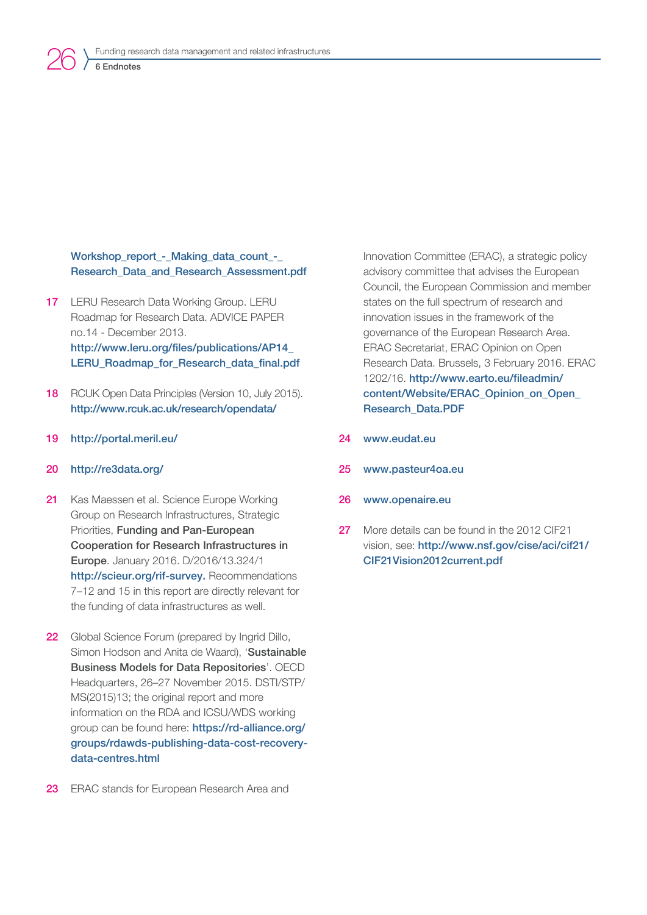Workshop_report_-_Making_data_count_-_Research_Data_and_Research_Assessment.pdf

17 LERU Research Data Working Group. LERU Roadmap for Research Data. ADVICE PAPER no.14 - December 2013. http://www.leru.org/files/publications/AP14_LERU_Roadmap_for_Research_data_final.pdf

18 RCUK Open Data Principles (Version 10, July 2015). http://www.rcuk.ac.uk/research/opendata/

19 http://portal.meril.eu/

20 http://re3data.org/

21 Kas Maessen et al. Science Europe Working Group on Research Infrastructures, Strategic Priorities, **Funding and Pan-European Cooperation for Research Infrastructures in Europe**. January 2016. D/2016/13.324/1 http://scieur.org/rif-survey. Recommendations 7–12 and 15 in this report are directly relevant for the funding of data infrastructures as well.

22 Global Science Forum (prepared by Ingrid Dillo, Simon Hodson and Anita de Waard), '**Sustainable Business Models for Data Repositories**'. OECD Headquarters, 26–27 November 2015. DSTI/STP/MS(2015)13; the original report and more information on the RDA and ICSU/WDS working group can be found here: https://rd-alliance.org/groups/rdawds-publishing-data-cost-recovery-data-centres.html

23 ERAC stands for European Research Area and Innovation Committee (ERAC), a strategic policy advisory committee that advises the European Council, the European Commission and member states on the full spectrum of research and innovation issues in the framework of the governance of the European Research Area. ERAC Secretariat, ERAC Opinion on Open Research Data. Brussels, 3 February 2016. ERAC 1202/16. http://www.earto.eu/fileadmin/content/Website/ERAC_Opinion_on_Open_Research_Data.PDF

24 www.eudat.eu

25 www.pasteur4oa.eu

26 www.openaire.eu

27 More details can be found in the 2012 CIF21 vision, see: http://www.nsf.gov/cise/aci/cif21/CIF21Vision2012current.pdf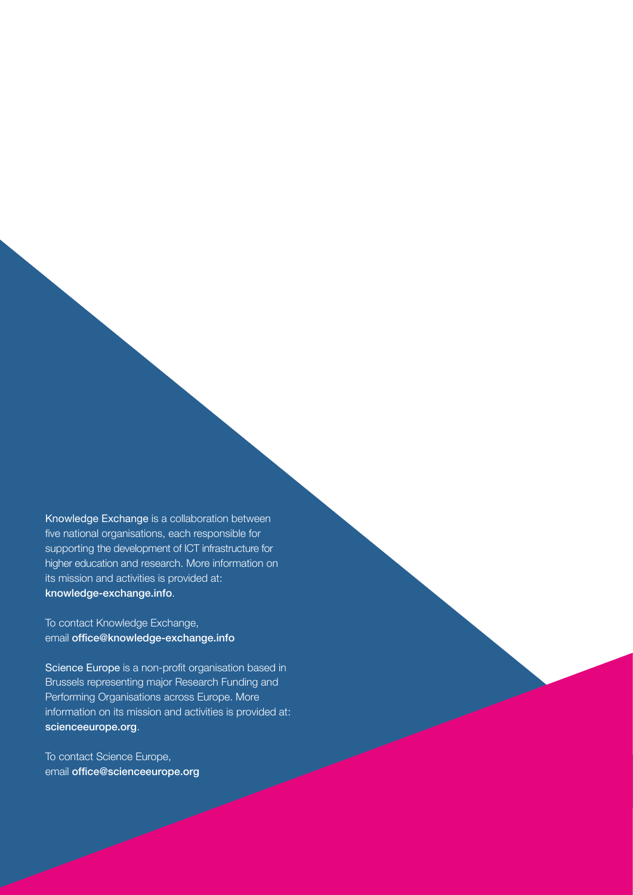**Knowledge Exchange** is a collaboration between five national organisations, each responsible for supporting the development of ICT infrastructure for higher education and research. More information on its mission and activities is provided at: **knowledge-exchange.info**.

To contact Knowledge Exchange, email **office@knowledge-exchange.info**

**Science Europe** is a non-profit organisation based in Brussels representing major Research Funding and Performing Organisations across Europe. More information on its mission and activities is provided at: **scienceeurope.org**.

To contact Science Europe, email **office@scienceeurope.org**